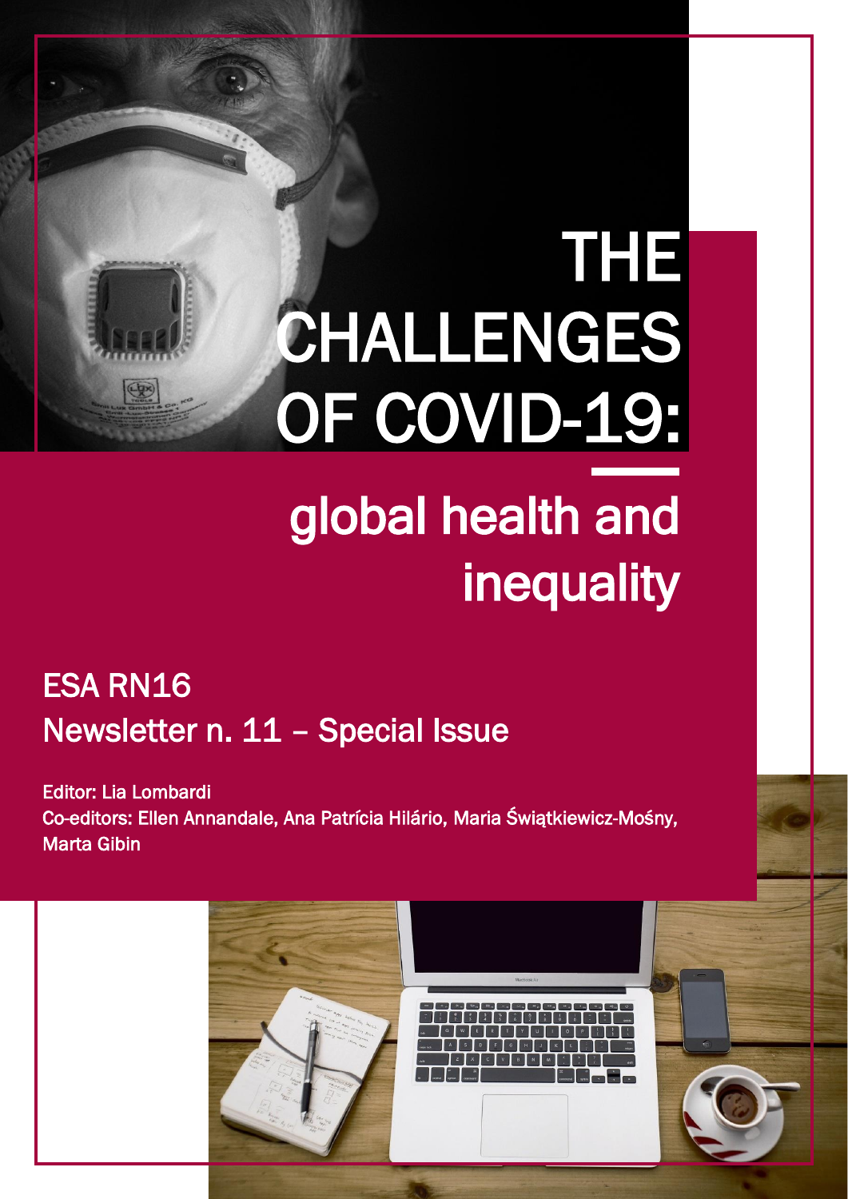# THE CHALLENGES OF COVID-19:

## global health and inequality

ESA RN16

Newsletter n. 11 – Special Issue

Editor: Lia Lombardi

Co-editors: Ellen Annandale, Ana Patrícia Hilário, Maria Świątkiewicz-Mośny, Marta Gibin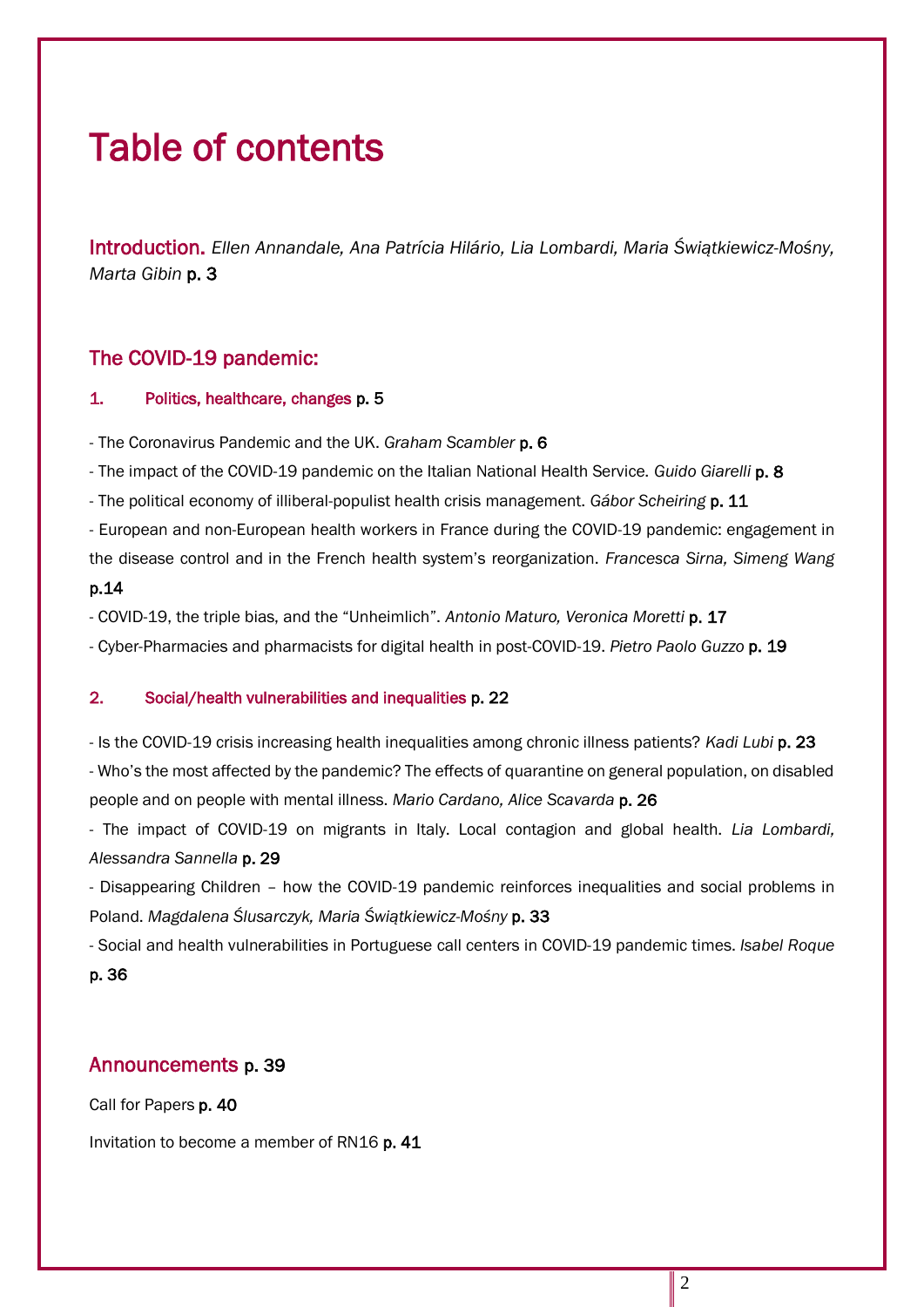# Table of contents

## Introduction. *Ellen Annandale, Ana Patrícia Hilário, Lia Lombardi, Maria Świątkiewicz-Mośny, Marta Gibin* p. 3

## The COVID-19 pandemic:

### 1. Politics, healthcare, changes p. 5

- The Coronavirus Pandemic and the UK. *Graham Scambler* **p. 6**
- The impact of the COVID-19 pandemic on the Italian National Health Service. *Guido Giarelli* **p. 8**
- The political economy of illiberal-populist health crisis management. *Gábor Scheiring* **p. 11**
- European and non-European health workers in France during the COVID-19 pandemic: engagement in the disease control and in the French health system's reorganization. *Francesca Sirna, Simeng Wang* **p.14**
- COVID-19, the triple bias, and the "Unheimlich". *Antonio Maturo, Veronica Moretti* **p. 17**
- Cyber-Pharmacies and pharmacists for digital health in post-COVID-19. *Pietro Paolo Guzzo* **p. 19**

### 2. Social/health vulnerabilities and inequalities p. 22

- Is the COVID-19 crisis increasing health inequalities among chronic illness patients? *Kadi Lubi* **p. 23**
- Who's the most affected by the pandemic? The effects of quarantine on general population, on disabled people and on people with mental illness. *Mario Cardano, Alice Scavarda* **p. 26**
- The impact of COVID-19 on migrants in Italy. Local contagion and global health. *Lia Lombardi, Alessandra Sannella* **p. 29**
- Disappearing Children – how the COVID-19 pandemic reinforces inequalities and social problems in Poland. *Magdalena Ślusarczyk, Maria Świątkiewicz-Mośny* **p. 33**
- Social and health vulnerabilities in Portuguese call centers in COVID-19 pandemic times. *Isabel Roque* **p. 36**

## Announcements p. 39

Call for Papers **p. 40**

Invitation to become a member of RN16 **p. 41**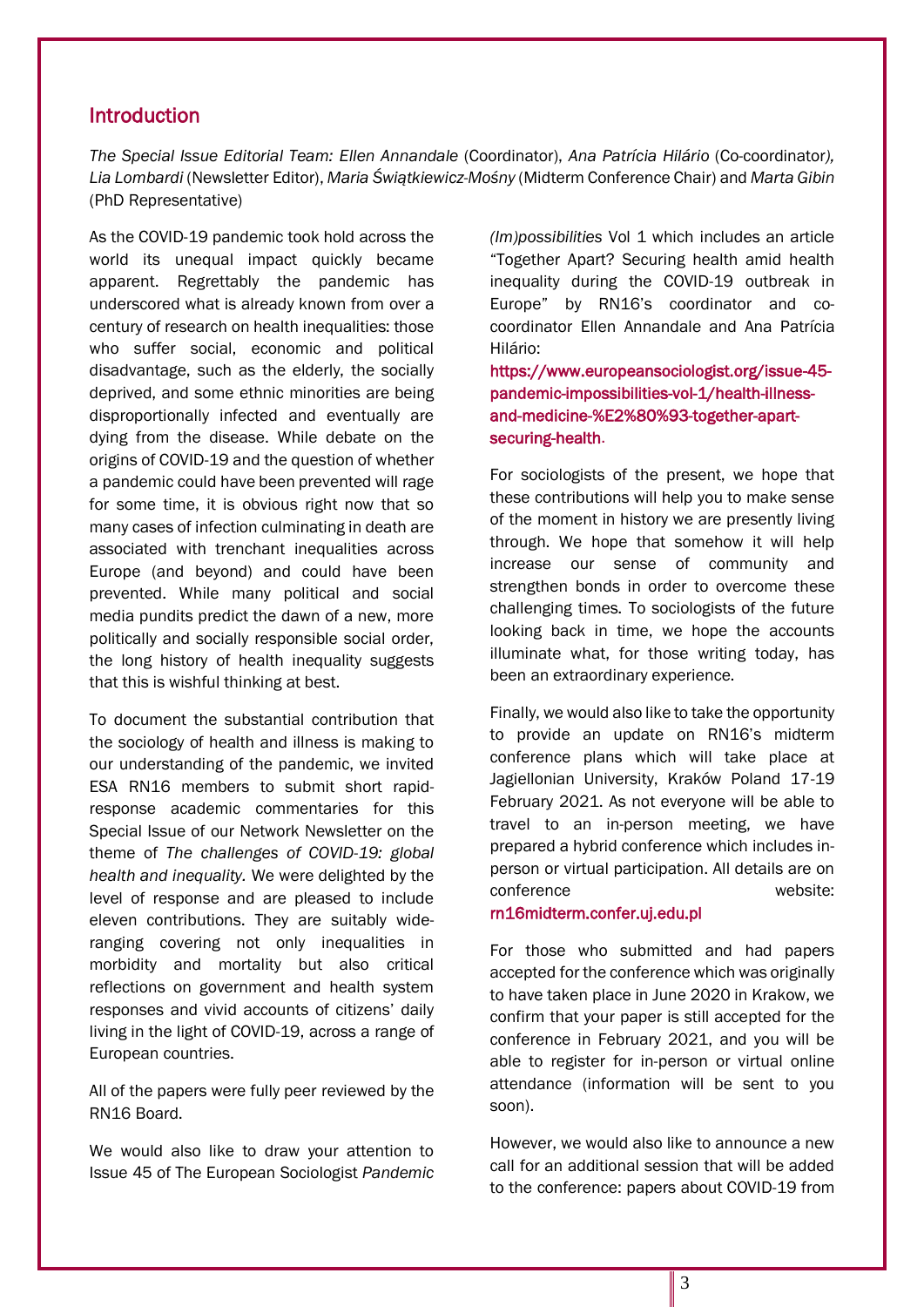## Introduction

*The Special Issue Editorial Team: Ellen Annandale* (Coordinator), *Ana Patrícia Hilário* (Co-coordinator*), Lia Lombardi* (Newsletter Editor), *Maria Świątkiewicz-Mośny* (Midterm Conference Chair) and *Marta Gibin* (PhD Representative)

As the COVID-19 pandemic took hold across the world its unequal impact quickly became apparent. Regrettably the pandemic has underscored what is already known from over a century of research on health inequalities: those who suffer social, economic and political disadvantage, such as the elderly, the socially deprived, and some ethnic minorities are being disproportionally infected and eventually are dying from the disease. While debate on the origins of COVID-19 and the question of whether a pandemic could have been prevented will rage for some time, it is obvious right now that so many cases of infection culminating in death are associated with trenchant inequalities across Europe (and beyond) and could have been prevented. While many political and social media pundits predict the dawn of a new, more politically and socially responsible social order, the long history of health inequality suggests that this is wishful thinking at best.

To document the substantial contribution that the sociology of health and illness is making to our understanding of the pandemic, we invited ESA RN16 members to submit short rapid-response academic commentaries for this Special Issue of our Network Newsletter on the theme of *The challenges of COVID-19: global health and inequality.* We were delighted by the level of response and are pleased to include eleven contributions. They are suitably wide-ranging covering not only inequalities in morbidity and mortality but also critical reflections on government and health system responses and vivid accounts of citizens' daily living in the light of COVID-19, across a range of European countries.

All of the papers were fully peer reviewed by the RN16 Board.

We would also like to draw your attention to Issue 45 of The European Sociologist *Pandemic (Im)possibilities* Vol 1 which includes an article "Together Apart? Securing health amid health inequality during the COVID-19 outbreak in Europe" by RN16's coordinator and co-coordinator Ellen Annandale and Ana Patrícia Hilário:
https://www.europeansociologist.org/issue-45-pandemic-impossibilities-vol-1/health-illness-and-medicine-%E2%80%93-together-apart-securing-health.

For sociologists of the present, we hope that these contributions will help you to make sense of the moment in history we are presently living through. We hope that somehow it will help increase our sense of community and strengthen bonds in order to overcome these challenging times. To sociologists of the future looking back in time, we hope the accounts illuminate what, for those writing today, has been an extraordinary experience.

Finally, we would also like to take the opportunity to provide an update on RN16's midterm conference plans which will take place at Jagiellonian University, Kraków Poland 17-19 February 2021. As not everyone will be able to travel to an in-person meeting, we have prepared a hybrid conference which includes in-person or virtual participation. All details are on conference website: rn16midterm.confer.uj.edu.pl

For those who submitted and had papers accepted for the conference which was originally to have taken place in June 2020 in Krakow, we confirm that your paper is still accepted for the conference in February 2021, and you will be able to register for in-person or virtual online attendance (information will be sent to you soon).

However, we would also like to announce a new call for an additional session that will be added to the conference: papers about COVID-19 from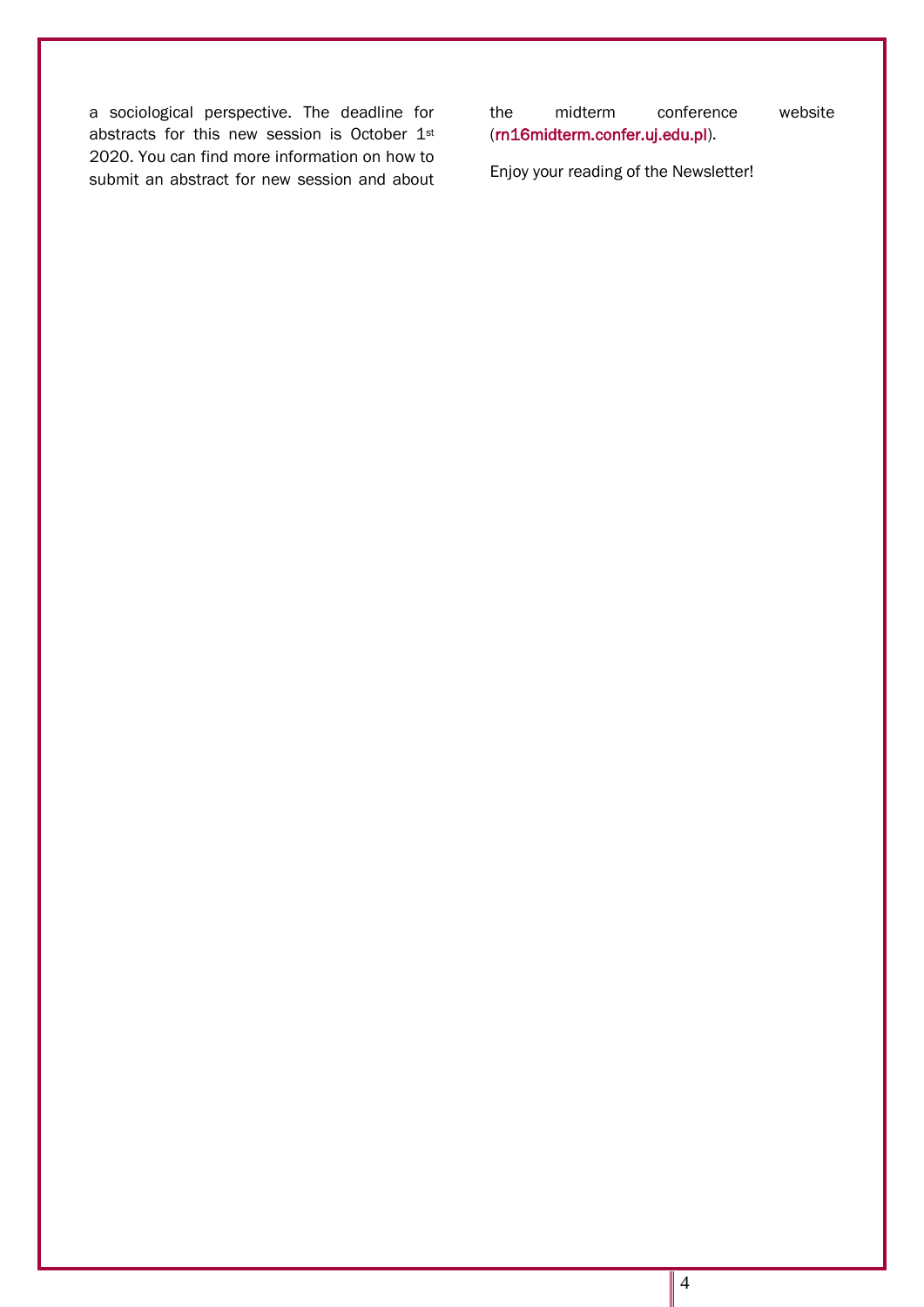a sociological perspective. The deadline for abstracts for this new session is October 1st 2020. You can find more information on how to submit an abstract for new session and about the midterm conference website (rn16midterm.confer.uj.edu.pl).

Enjoy your reading of the Newsletter!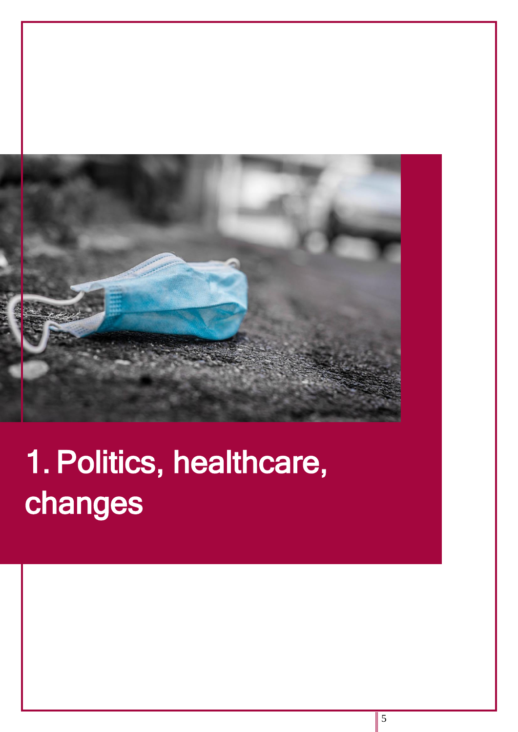# 1. Politics, healthcare, changes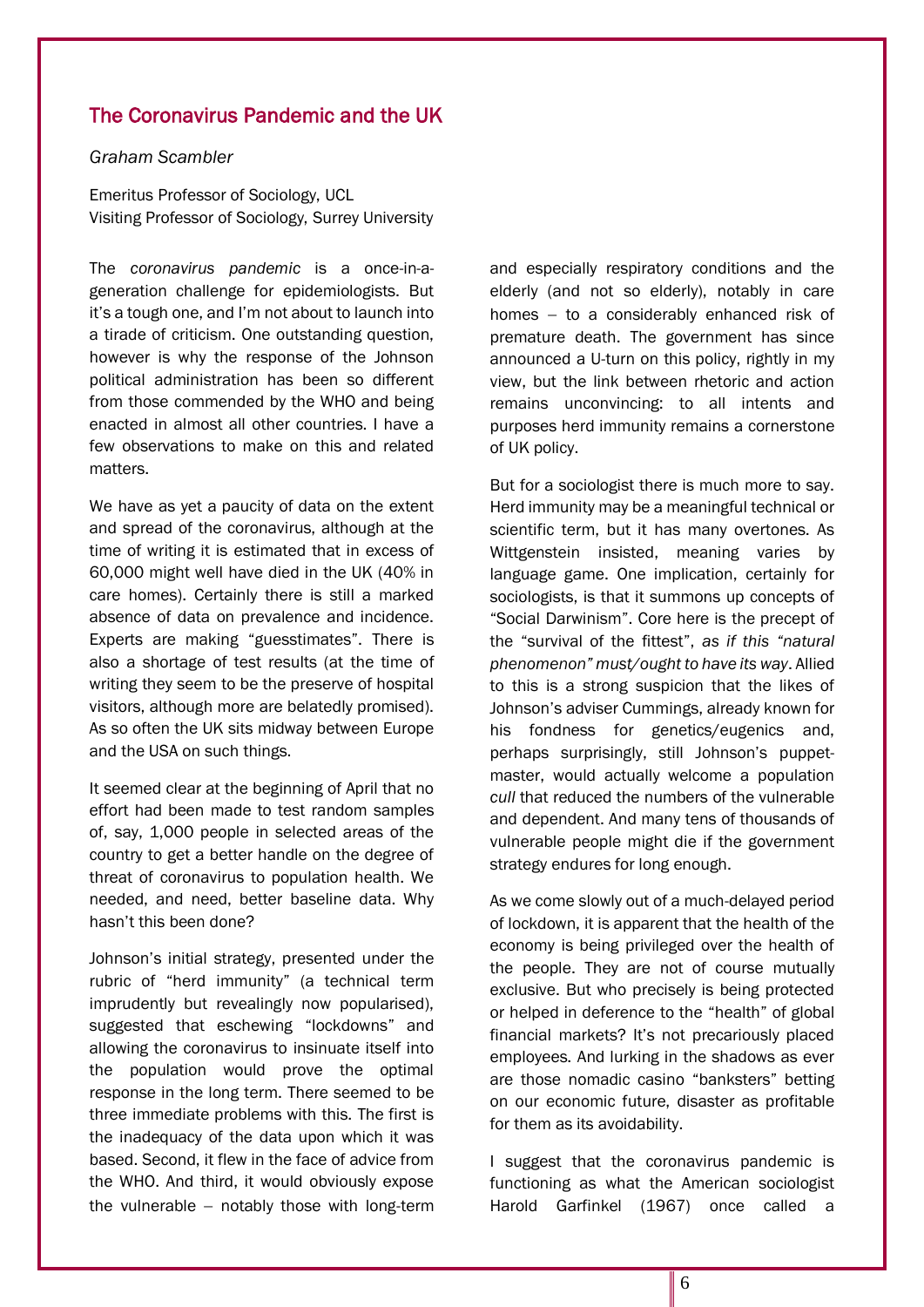## The Coronavirus Pandemic and the UK

*Graham Scambler*

Emeritus Professor of Sociology, UCL
Visiting Professor of Sociology, Surrey University

The *coronavirus pandemic* is a once-in-a-generation challenge for epidemiologists. But it's a tough one, and I'm not about to launch into a tirade of criticism. One outstanding question, however is why the response of the Johnson political administration has been so different from those commended by the WHO and being enacted in almost all other countries. I have a few observations to make on this and related matters.

We have as yet a paucity of data on the extent and spread of the coronavirus, although at the time of writing it is estimated that in excess of 60,000 might well have died in the UK (40% in care homes). Certainly there is still a marked absence of data on prevalence and incidence. Experts are making "guesstimates". There is also a shortage of test results (at the time of writing they seem to be the preserve of hospital visitors, although more are belatedly promised). As so often the UK sits midway between Europe and the USA on such things.

It seemed clear at the beginning of April that no effort had been made to test random samples of, say, 1,000 people in selected areas of the country to get a better handle on the degree of threat of coronavirus to population health. We needed, and need, better baseline data. Why hasn't this been done?

Johnson's initial strategy, presented under the rubric of "herd immunity" (a technical term imprudently but revealingly now popularised), suggested that eschewing "lockdowns" and allowing the coronavirus to insinuate itself into the population would prove the optimal response in the long term. There seemed to be three immediate problems with this. The first is the inadequacy of the data upon which it was based. Second, it flew in the face of advice from the WHO. And third, it would obviously expose the vulnerable – notably those with long-term and especially respiratory conditions and the elderly (and not so elderly), notably in care homes – to a considerably enhanced risk of premature death. The government has since announced a U-turn on this policy, rightly in my view, but the link between rhetoric and action remains unconvincing: to all intents and purposes herd immunity remains a cornerstone of UK policy.

But for a sociologist there is much more to say. Herd immunity may be a meaningful technical or scientific term, but it has many overtones. As Wittgenstein insisted, meaning varies by language game. One implication, certainly for sociologists, is that it summons up concepts of "Social Darwinism". Core here is the precept of the "survival of the fittest", *as if this "natural phenomenon" must/ought to have its way*. Allied to this is a strong suspicion that the likes of Johnson's adviser Cummings, already known for his fondness for genetics/eugenics and, perhaps surprisingly, still Johnson's puppet-master, would actually welcome a population *cull* that reduced the numbers of the vulnerable and dependent. And many tens of thousands of vulnerable people might die if the government strategy endures for long enough.

As we come slowly out of a much-delayed period of lockdown, it is apparent that the health of the economy is being privileged over the health of the people. They are not of course mutually exclusive. But who precisely is being protected or helped in deference to the "health" of global financial markets? It's not precariously placed employees. And lurking in the shadows as ever are those nomadic casino "banksters" betting on our economic future, disaster as profitable for them as its avoidability.

I suggest that the coronavirus pandemic is functioning as what the American sociologist Harold Garfinkel (1967) once called a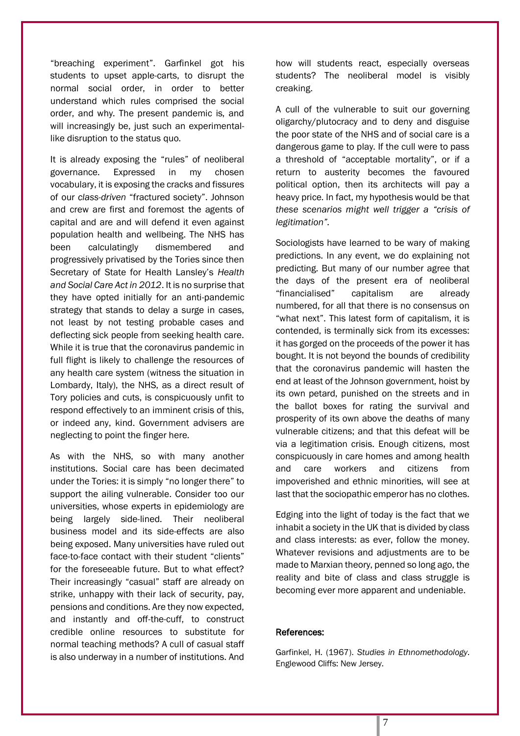"breaching experiment". Garfinkel got his students to upset apple-carts, to disrupt the normal social order, in order to better understand which rules comprised the social order, and why. The present pandemic is, and will increasingly be, just such an experimental-like disruption to the status quo.

It is already exposing the "rules" of neoliberal governance. Expressed in my chosen vocabulary, it is exposing the cracks and fissures of our *class-driven* "fractured society". Johnson and crew are first and foremost the agents of capital and are and will defend it even against population health and wellbeing. The NHS has been calculatingly dismembered and progressively privatised by the Tories since then Secretary of State for Health Lansley's *Health and Social Care Act in 2012*. It is no surprise that they have opted initially for an anti-pandemic strategy that stands to delay a surge in cases, not least by not testing probable cases and deflecting sick people from seeking health care. While it is true that the coronavirus pandemic in full flight is likely to challenge the resources of any health care system (witness the situation in Lombardy, Italy), the NHS, as a direct result of Tory policies and cuts, is conspicuously unfit to respond effectively to an imminent crisis of this, or indeed any, kind. Government advisers are neglecting to point the finger here.

As with the NHS, so with many another institutions. Social care has been decimated under the Tories: it is simply "no longer there" to support the ailing vulnerable. Consider too our universities, whose experts in epidemiology are being largely side-lined. Their neoliberal business model and its side-effects are also being exposed. Many universities have ruled out face-to-face contact with their student "clients" for the foreseeable future. But to what effect? Their increasingly "casual" staff are already on strike, unhappy with their lack of security, pay, pensions and conditions. Are they now expected, and instantly and off-the-cuff, to construct credible online resources to substitute for normal teaching methods? A cull of casual staff is also underway in a number of institutions. And how will students react, especially overseas students? The neoliberal model is visibly creaking.

A cull of the vulnerable to suit our governing oligarchy/plutocracy and to deny and disguise the poor state of the NHS and of social care is a dangerous game to play. If the cull were to pass a threshold of "acceptable mortality", or if a return to austerity becomes the favoured political option, then its architects will pay a heavy price. In fact, my hypothesis would be that *these scenarios might well trigger a "crisis of legitimation"*.

Sociologists have learned to be wary of making predictions. In any event, we do explaining not predicting. But many of our number agree that the days of the present era of neoliberal "financialised" capitalism are already numbered, for all that there is no consensus on "what next". This latest form of capitalism, it is contended, is terminally sick from its excesses: it has gorged on the proceeds of the power it has bought. It is not beyond the bounds of credibility that the coronavirus pandemic will hasten the end at least of the Johnson government, hoist by its own petard, punished on the streets and in the ballot boxes for rating the survival and prosperity of its own above the deaths of many vulnerable citizens; and that this defeat will be via a legitimation crisis. Enough citizens, most conspicuously in care homes and among health and care workers and citizens from impoverished and ethnic minorities, will see at last that the sociopathic emperor has no clothes.

Edging into the light of today is the fact that we inhabit a society in the UK that is divided by class and class interests: as ever, follow the money. Whatever revisions and adjustments are to be made to Marxian theory, penned so long ago, the reality and bite of class and class struggle is becoming ever more apparent and undeniable.

#### References:

Garfinkel, H. (1967). *Studies in Ethnomethodology*. Englewood Cliffs: New Jersey.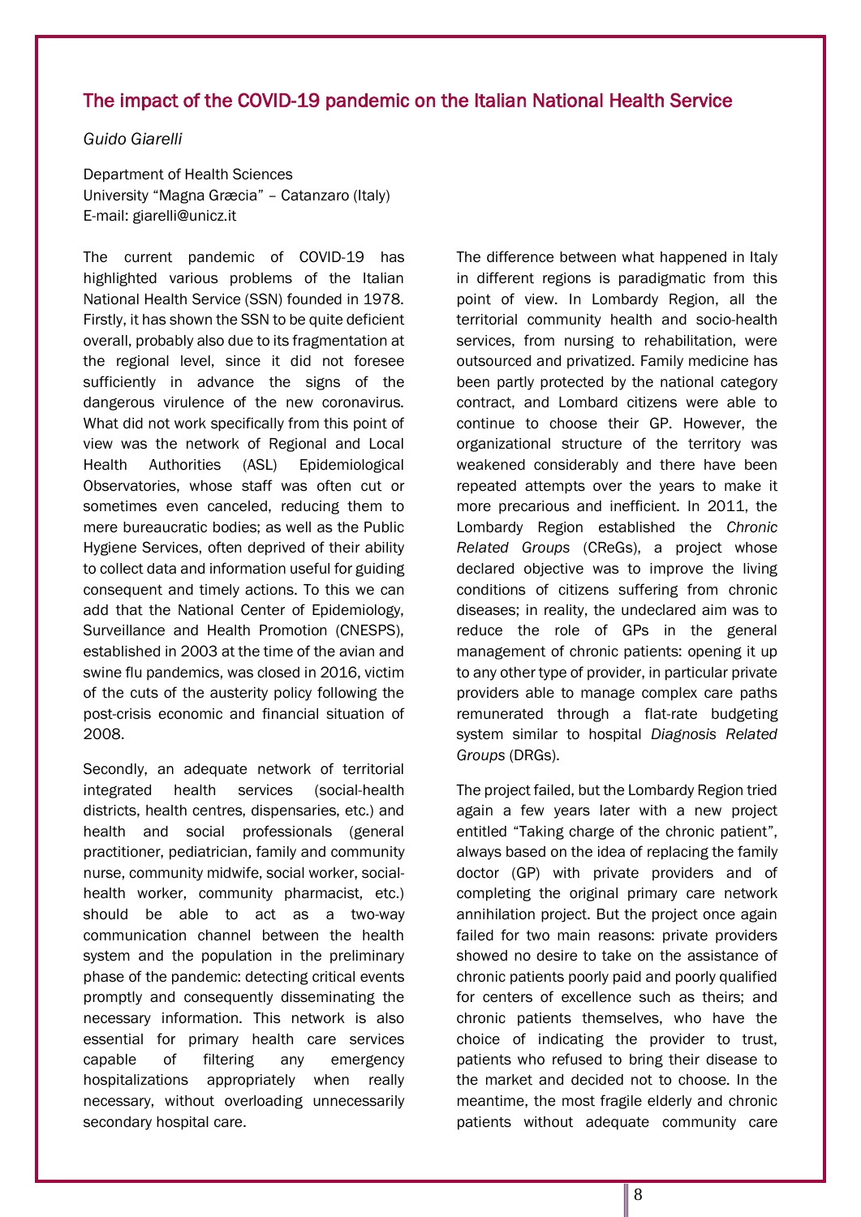## The impact of the COVID-19 pandemic on the Italian National Health Service

*Guido Giarelli*

Department of Health Sciences
University "Magna Græcia" – Catanzaro (Italy)
E-mail: giarelli@unicz.it

The current pandemic of COVID-19 has highlighted various problems of the Italian National Health Service (SSN) founded in 1978. Firstly, it has shown the SSN to be quite deficient overall, probably also due to its fragmentation at the regional level, since it did not foresee sufficiently in advance the signs of the dangerous virulence of the new coronavirus. What did not work specifically from this point of view was the network of Regional and Local Health Authorities (ASL) Epidemiological Observatories, whose staff was often cut or sometimes even canceled, reducing them to mere bureaucratic bodies; as well as the Public Hygiene Services, often deprived of their ability to collect data and information useful for guiding consequent and timely actions. To this we can add that the National Center of Epidemiology, Surveillance and Health Promotion (CNESPS), established in 2003 at the time of the avian and swine flu pandemics, was closed in 2016, victim of the cuts of the austerity policy following the post-crisis economic and financial situation of 2008.

Secondly, an adequate network of territorial integrated health services (social-health districts, health centres, dispensaries, etc.) and health and social professionals (general practitioner, pediatrician, family and community nurse, community midwife, social worker, social-health worker, community pharmacist, etc.) should be able to act as a two-way communication channel between the health system and the population in the preliminary phase of the pandemic: detecting critical events promptly and consequently disseminating the necessary information. This network is also essential for primary health care services capable of filtering any emergency hospitalizations appropriately when really necessary, without overloading unnecessarily secondary hospital care.

The difference between what happened in Italy in different regions is paradigmatic from this point of view. In Lombardy Region, all the territorial community health and socio-health services, from nursing to rehabilitation, were outsourced and privatized. Family medicine has been partly protected by the national category contract, and Lombard citizens were able to continue to choose their GP. However, the organizational structure of the territory was weakened considerably and there have been repeated attempts over the years to make it more precarious and inefficient. In 2011, the Lombardy Region established the *Chronic Related Groups* (CReGs), a project whose declared objective was to improve the living conditions of citizens suffering from chronic diseases; in reality, the undeclared aim was to reduce the role of GPs in the general management of chronic patients: opening it up to any other type of provider, in particular private providers able to manage complex care paths remunerated through a flat-rate budgeting system similar to hospital *Diagnosis Related Groups* (DRGs).

The project failed, but the Lombardy Region tried again a few years later with a new project entitled "Taking charge of the chronic patient", always based on the idea of replacing the family doctor (GP) with private providers and of completing the original primary care network annihilation project. But the project once again failed for two main reasons: private providers showed no desire to take on the assistance of chronic patients poorly paid and poorly qualified for centers of excellence such as theirs; and chronic patients themselves, who have the choice of indicating the provider to trust, patients who refused to bring their disease to the market and decided not to choose. In the meantime, the most fragile elderly and chronic patients without adequate community care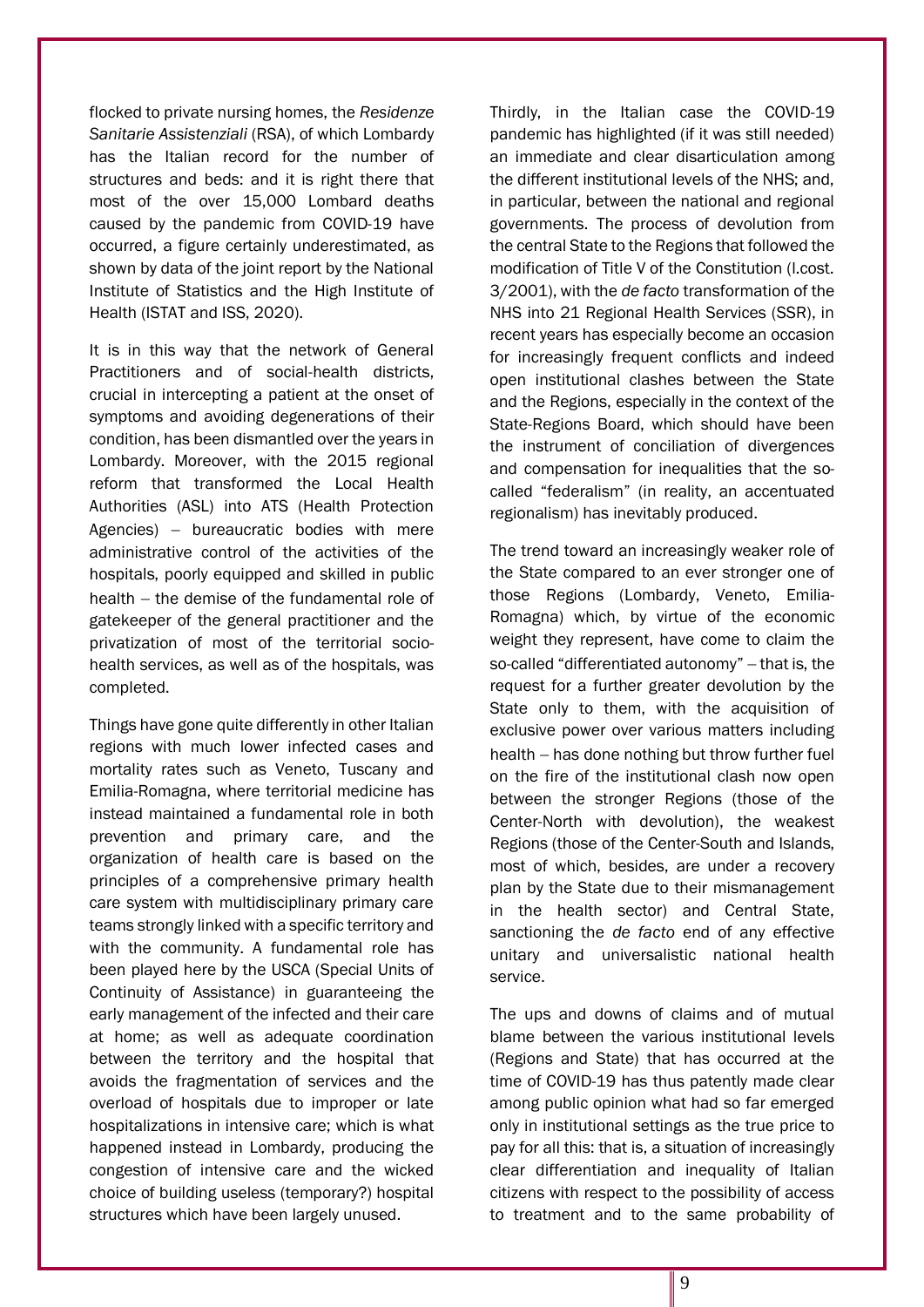flocked to private nursing homes, the *Residenze Sanitarie Assistenziali* (RSA), of which Lombardy has the Italian record for the number of structures and beds: and it is right there that most of the over 15,000 Lombard deaths caused by the pandemic from COVID-19 have occurred, a figure certainly underestimated, as shown by data of the joint report by the National Institute of Statistics and the High Institute of Health (ISTAT and ISS, 2020).

It is in this way that the network of General Practitioners and of social-health districts, crucial in intercepting a patient at the onset of symptoms and avoiding degenerations of their condition, has been dismantled over the years in Lombardy. Moreover, with the 2015 regional reform that transformed the Local Health Authorities (ASL) into ATS (Health Protection Agencies) – bureaucratic bodies with mere administrative control of the activities of the hospitals, poorly equipped and skilled in public health – the demise of the fundamental role of gatekeeper of the general practitioner and the privatization of most of the territorial socio-health services, as well as of the hospitals, was completed.

Things have gone quite differently in other Italian regions with much lower infected cases and mortality rates such as Veneto, Tuscany and Emilia-Romagna, where territorial medicine has instead maintained a fundamental role in both prevention and primary care, and the organization of health care is based on the principles of a comprehensive primary health care system with multidisciplinary primary care teams strongly linked with a specific territory and with the community. A fundamental role has been played here by the USCA (Special Units of Continuity of Assistance) in guaranteeing the early management of the infected and their care at home; as well as adequate coordination between the territory and the hospital that avoids the fragmentation of services and the overload of hospitals due to improper or late hospitalizations in intensive care; which is what happened instead in Lombardy, producing the congestion of intensive care and the wicked choice of building useless (temporary?) hospital structures which have been largely unused.

Thirdly, in the Italian case the COVID-19 pandemic has highlighted (if it was still needed) an immediate and clear disarticulation among the different institutional levels of the NHS; and, in particular, between the national and regional governments. The process of devolution from the central State to the Regions that followed the modification of Title V of the Constitution (l.cost. 3/2001), with the *de facto* transformation of the NHS into 21 Regional Health Services (SSR), in recent years has especially become an occasion for increasingly frequent conflicts and indeed open institutional clashes between the State and the Regions, especially in the context of the State-Regions Board, which should have been the instrument of conciliation of divergences and compensation for inequalities that the so-called "federalism" (in reality, an accentuated regionalism) has inevitably produced.

The trend toward an increasingly weaker role of the State compared to an ever stronger one of those Regions (Lombardy, Veneto, Emilia-Romagna) which, by virtue of the economic weight they represent, have come to claim the so-called "differentiated autonomy" – that is, the request for a further greater devolution by the State only to them, with the acquisition of exclusive power over various matters including health – has done nothing but throw further fuel on the fire of the institutional clash now open between the stronger Regions (those of the Center-North with devolution), the weakest Regions (those of the Center-South and Islands, most of which, besides, are under a recovery plan by the State due to their mismanagement in the health sector) and Central State, sanctioning the *de facto* end of any effective unitary and universalistic national health service.

The ups and downs of claims and of mutual blame between the various institutional levels (Regions and State) that has occurred at the time of COVID-19 has thus patently made clear among public opinion what had so far emerged only in institutional settings as the true price to pay for all this: that is, a situation of increasingly clear differentiation and inequality of Italian citizens with respect to the possibility of access to treatment and to the same probability of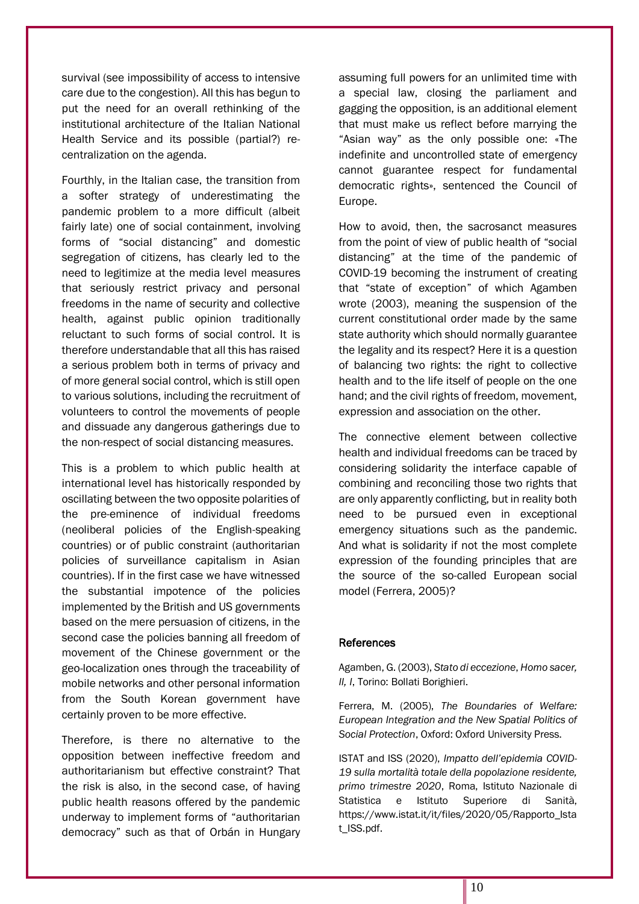survival (see impossibility of access to intensive care due to the congestion). All this has begun to put the need for an overall rethinking of the institutional architecture of the Italian National Health Service and its possible (partial?) re-centralization on the agenda.

Fourthly, in the Italian case, the transition from a softer strategy of underestimating the pandemic problem to a more difficult (albeit fairly late) one of social containment, involving forms of "social distancing" and domestic segregation of citizens, has clearly led to the need to legitimize at the media level measures that seriously restrict privacy and personal freedoms in the name of security and collective health, against public opinion traditionally reluctant to such forms of social control. It is therefore understandable that all this has raised a serious problem both in terms of privacy and of more general social control, which is still open to various solutions, including the recruitment of volunteers to control the movements of people and dissuade any dangerous gatherings due to the non-respect of social distancing measures.

This is a problem to which public health at international level has historically responded by oscillating between the two opposite polarities of the pre-eminence of individual freedoms (neoliberal policies of the English-speaking countries) or of public constraint (authoritarian policies of surveillance capitalism in Asian countries). If in the first case we have witnessed the substantial impotence of the policies implemented by the British and US governments based on the mere persuasion of citizens, in the second case the policies banning all freedom of movement of the Chinese government or the geo-localization ones through the traceability of mobile networks and other personal information from the South Korean government have certainly proven to be more effective.

Therefore, is there no alternative to the opposition between ineffective freedom and authoritarianism but effective constraint? That the risk is also, in the second case, of having public health reasons offered by the pandemic underway to implement forms of "authoritarian democracy" such as that of Orbán in Hungary assuming full powers for an unlimited time with a special law, closing the parliament and gagging the opposition, is an additional element that must make us reflect before marrying the "Asian way" as the only possible one: «The indefinite and uncontrolled state of emergency cannot guarantee respect for fundamental democratic rights», sentenced the Council of Europe.

How to avoid, then, the sacrosanct measures from the point of view of public health of "social distancing" at the time of the pandemic of COVID-19 becoming the instrument of creating that "state of exception" of which Agamben wrote (2003), meaning the suspension of the current constitutional order made by the same state authority which should normally guarantee the legality and its respect? Here it is a question of balancing two rights: the right to collective health and to the life itself of people on the one hand; and the civil rights of freedom, movement, expression and association on the other.

The connective element between collective health and individual freedoms can be traced by considering solidarity the interface capable of combining and reconciling those two rights that are only apparently conflicting, but in reality both need to be pursued even in exceptional emergency situations such as the pandemic. And what is solidarity if not the most complete expression of the founding principles that are the source of the so-called European social model (Ferrera, 2005)?

## References

Agamben, G. (2003), *Stato di eccezione*, *Homo sacer, II, I*, Torino: Bollati Borighieri.

Ferrera, M. (2005), *The Boundaries of Welfare: European Integration and the New Spatial Politics of Social Protection*, Oxford: Oxford University Press.

ISTAT and ISS (2020), *Impatto dell'epidemia COVID-19 sulla mortalità totale della popolazione residente, primo trimestre 2020*, Roma, Istituto Nazionale di Statistica e Istituto Superiore di Sanità, https://www.istat.it/it/files/2020/05/Rapporto_Istat_ISS.pdf.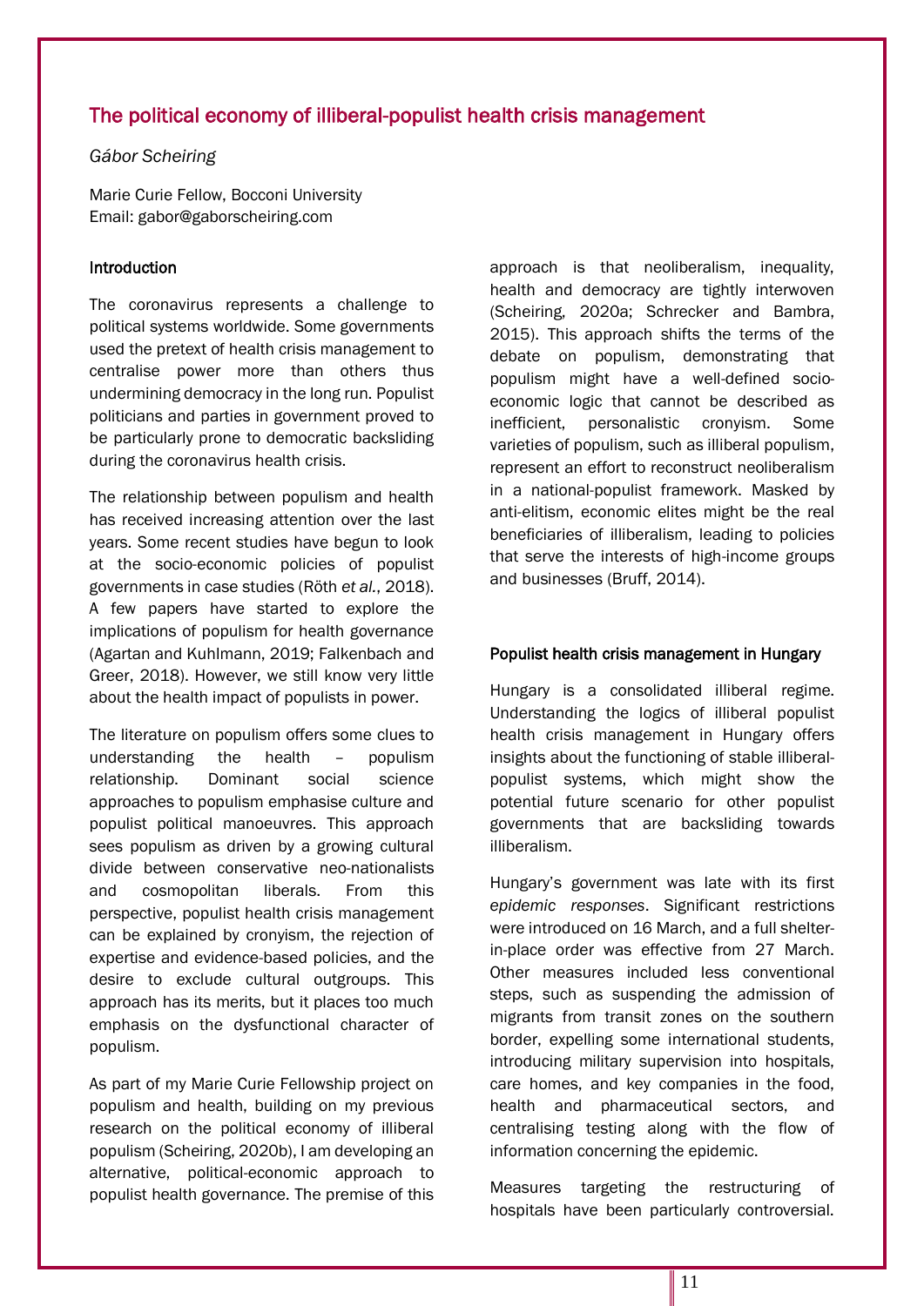## The political economy of illiberal-populist health crisis management

*Gábor Scheiring*

Marie Curie Fellow, Bocconi University
Email: gabor@gaborscheiring.com

### Introduction

The coronavirus represents a challenge to political systems worldwide. Some governments used the pretext of health crisis management to centralise power more than others thus undermining democracy in the long run. Populist politicians and parties in government proved to be particularly prone to democratic backsliding during the coronavirus health crisis.

The relationship between populism and health has received increasing attention over the last years. Some recent studies have begun to look at the socio-economic policies of populist governments in case studies (Röth *et al.*, 2018). A few papers have started to explore the implications of populism for health governance (Agartan and Kuhlmann, 2019; Falkenbach and Greer, 2018). However, we still know very little about the health impact of populists in power.

The literature on populism offers some clues to understanding the health – populism relationship. Dominant social science approaches to populism emphasise culture and populist political manoeuvres. This approach sees populism as driven by a growing cultural divide between conservative neo-nationalists and cosmopolitan liberals. From this perspective, populist health crisis management can be explained by cronyism, the rejection of expertise and evidence-based policies, and the desire to exclude cultural outgroups. This approach has its merits, but it places too much emphasis on the dysfunctional character of populism.

As part of my Marie Curie Fellowship project on populism and health, building on my previous research on the political economy of illiberal populism (Scheiring, 2020b), I am developing an alternative, political-economic approach to populist health governance. The premise of this approach is that neoliberalism, inequality, health and democracy are tightly interwoven (Scheiring, 2020a; Schrecker and Bambra, 2015). This approach shifts the terms of the debate on populism, demonstrating that populism might have a well-defined socio-economic logic that cannot be described as inefficient, personalistic cronyism. Some varieties of populism, such as illiberal populism, represent an effort to reconstruct neoliberalism in a national-populist framework. Masked by anti-elitism, economic elites might be the real beneficiaries of illiberalism, leading to policies that serve the interests of high-income groups and businesses (Bruff, 2014).

### Populist health crisis management in Hungary

Hungary is a consolidated illiberal regime. Understanding the logics of illiberal populist health crisis management in Hungary offers insights about the functioning of stable illiberal-populist systems, which might show the potential future scenario for other populist governments that are backsliding towards illiberalism.

Hungary's government was late with its first *epidemic responses*. Significant restrictions were introduced on 16 March, and a full shelter-in-place order was effective from 27 March. Other measures included less conventional steps, such as suspending the admission of migrants from transit zones on the southern border, expelling some international students, introducing military supervision into hospitals, care homes, and key companies in the food, health and pharmaceutical sectors, and centralising testing along with the flow of information concerning the epidemic.

Measures targeting the restructuring of hospitals have been particularly controversial.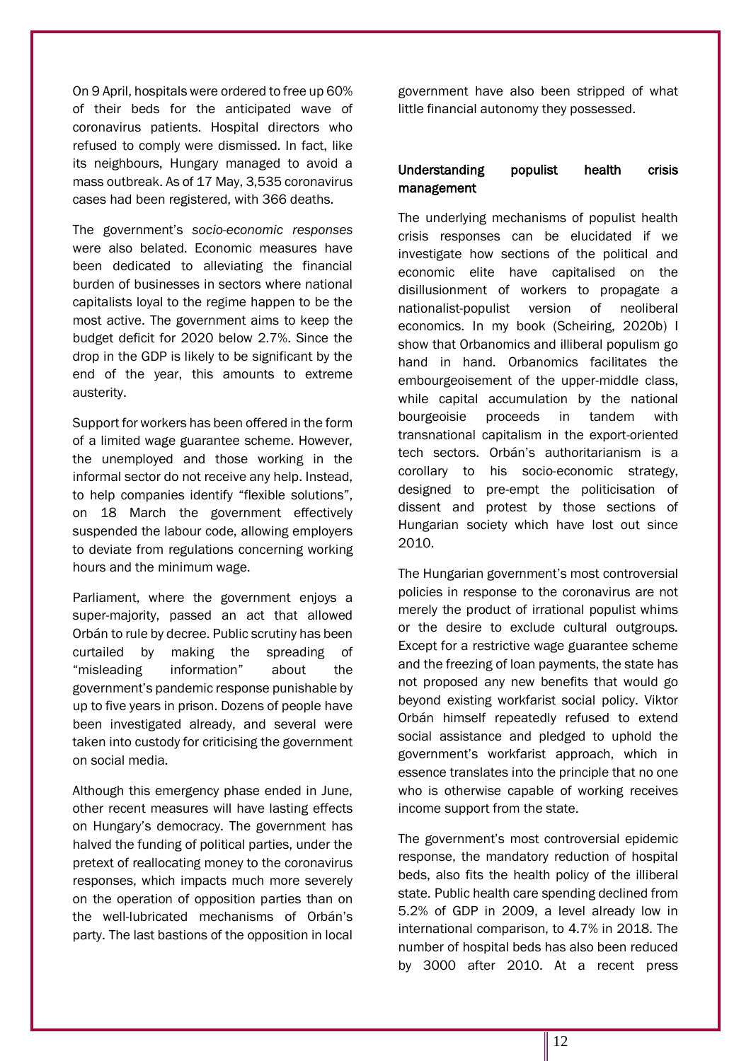On 9 April, hospitals were ordered to free up 60% of their beds for the anticipated wave of coronavirus patients. Hospital directors who refused to comply were dismissed. In fact, like its neighbours, Hungary managed to avoid a mass outbreak. As of 17 May, 3,535 coronavirus cases had been registered, with 366 deaths.

The government's *socio-economic responses* were also belated. Economic measures have been dedicated to alleviating the financial burden of businesses in sectors where national capitalists loyal to the regime happen to be the most active. The government aims to keep the budget deficit for 2020 below 2.7%. Since the drop in the GDP is likely to be significant by the end of the year, this amounts to extreme austerity.

Support for workers has been offered in the form of a limited wage guarantee scheme. However, the unemployed and those working in the informal sector do not receive any help. Instead, to help companies identify "flexible solutions", on 18 March the government effectively suspended the labour code, allowing employers to deviate from regulations concerning working hours and the minimum wage.

Parliament, where the government enjoys a super-majority, passed an act that allowed Orbán to rule by decree. Public scrutiny has been curtailed by making the spreading of "misleading information" about the government's pandemic response punishable by up to five years in prison. Dozens of people have been investigated already, and several were taken into custody for criticising the government on social media.

Although this emergency phase ended in June, other recent measures will have lasting effects on Hungary's democracy. The government has halved the funding of political parties, under the pretext of reallocating money to the coronavirus responses, which impacts much more severely on the operation of opposition parties than on the well-lubricated mechanisms of Orbán's party. The last bastions of the opposition in local government have also been stripped of what little financial autonomy they possessed.

## Understanding populist health crisis management

The underlying mechanisms of populist health crisis responses can be elucidated if we investigate how sections of the political and economic elite have capitalised on the disillusionment of workers to propagate a nationalist-populist version of neoliberal economics. In my book (Scheiring, 2020b) I show that Orbanomics and illiberal populism go hand in hand. Orbanomics facilitates the embourgeoisement of the upper-middle class, while capital accumulation by the national bourgeoisie proceeds in tandem with transnational capitalism in the export-oriented tech sectors. Orbán's authoritarianism is a corollary to his socio-economic strategy, designed to pre-empt the politicisation of dissent and protest by those sections of Hungarian society which have lost out since 2010.

The Hungarian government's most controversial policies in response to the coronavirus are not merely the product of irrational populist whims or the desire to exclude cultural outgroups. Except for a restrictive wage guarantee scheme and the freezing of loan payments, the state has not proposed any new benefits that would go beyond existing workfarist social policy. Viktor Orbán himself repeatedly refused to extend social assistance and pledged to uphold the government's workfarist approach, which in essence translates into the principle that no one who is otherwise capable of working receives income support from the state.

The government's most controversial epidemic response, the mandatory reduction of hospital beds, also fits the health policy of the illiberal state. Public health care spending declined from 5.2% of GDP in 2009, a level already low in international comparison, to 4.7% in 2018. The number of hospital beds has also been reduced by 3000 after 2010. At a recent press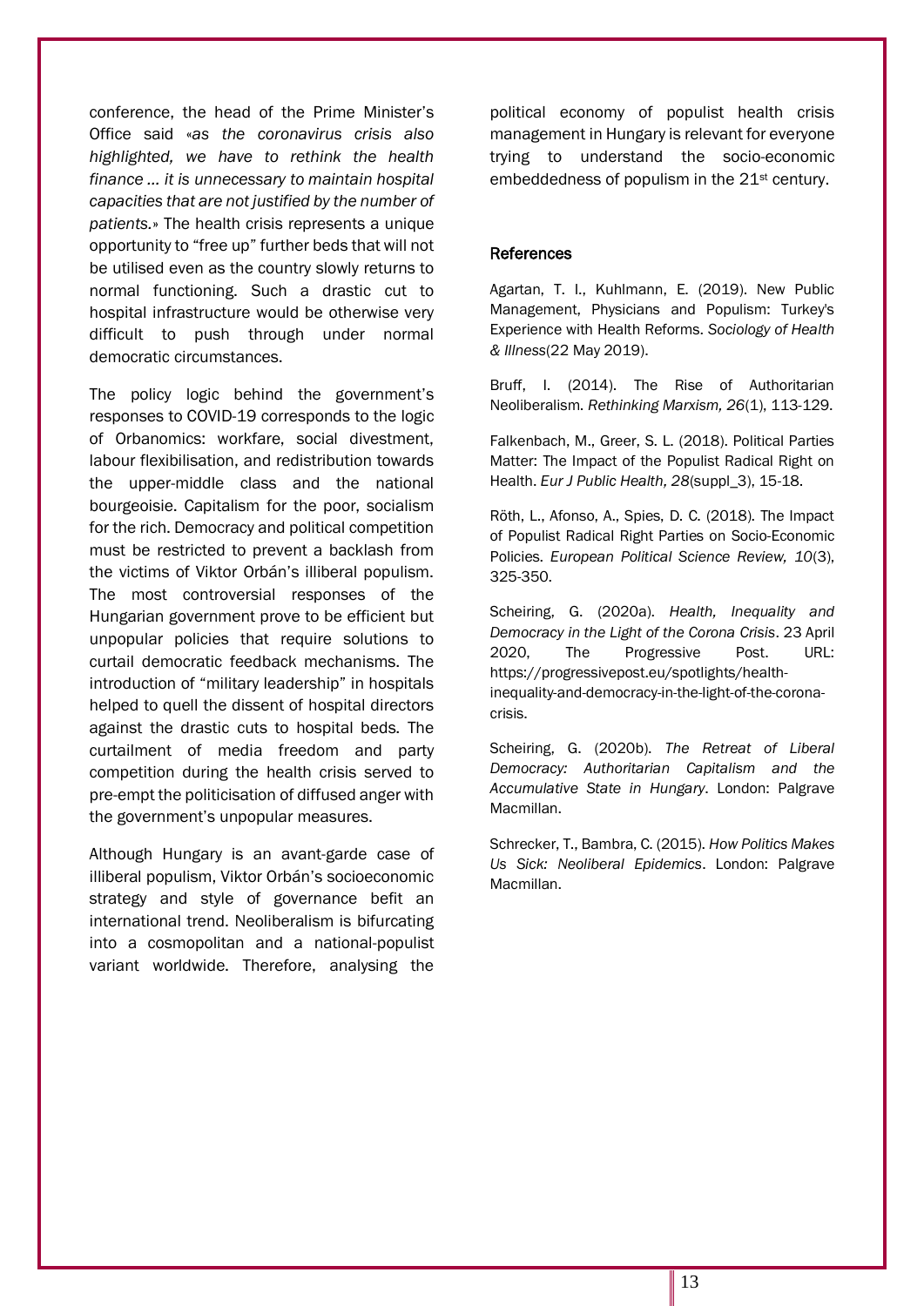conference, the head of the Prime Minister's Office said «*as the coronavirus crisis also highlighted, we have to rethink the health finance … it is unnecessary to maintain hospital capacities that are not justified by the number of patients.*» The health crisis represents a unique opportunity to "free up" further beds that will not be utilised even as the country slowly returns to normal functioning. Such a drastic cut to hospital infrastructure would be otherwise very difficult to push through under normal democratic circumstances.

The policy logic behind the government's responses to COVID-19 corresponds to the logic of Orbanomics: workfare, social divestment, labour flexibilisation, and redistribution towards the upper-middle class and the national bourgeoisie. Capitalism for the poor, socialism for the rich. Democracy and political competition must be restricted to prevent a backlash from the victims of Viktor Orbán's illiberal populism. The most controversial responses of the Hungarian government prove to be efficient but unpopular policies that require solutions to curtail democratic feedback mechanisms. The introduction of "military leadership" in hospitals helped to quell the dissent of hospital directors against the drastic cuts to hospital beds. The curtailment of media freedom and party competition during the health crisis served to pre-empt the politicisation of diffused anger with the government's unpopular measures.

Although Hungary is an avant-garde case of illiberal populism, Viktor Orbán's socioeconomic strategy and style of governance befit an international trend. Neoliberalism is bifurcating into a cosmopolitan and a national-populist variant worldwide. Therefore, analysing the political economy of populist health crisis management in Hungary is relevant for everyone trying to understand the socio-economic embeddedness of populism in the 21st century.

## References

Agartan, T. I., Kuhlmann, E. (2019). New Public Management, Physicians and Populism: Turkey's Experience with Health Reforms. *Sociology of Health & Illness*(22 May 2019).

Bruff, I. (2014). The Rise of Authoritarian Neoliberalism. *Rethinking Marxism, 26*(1), 113-129.

Falkenbach, M., Greer, S. L. (2018). Political Parties Matter: The Impact of the Populist Radical Right on Health. *Eur J Public Health, 28*(suppl_3), 15-18.

Röth, L., Afonso, A., Spies, D. C. (2018). The Impact of Populist Radical Right Parties on Socio-Economic Policies. *European Political Science Review, 10*(3), 325-350.

Scheiring, G. (2020a). *Health, Inequality and Democracy in the Light of the Corona Crisis*. 23 April 2020, The Progressive Post. URL: https://progressivepost.eu/spotlights/health-inequality-and-democracy-in-the-light-of-the-corona-crisis.

Scheiring, G. (2020b). *The Retreat of Liberal Democracy: Authoritarian Capitalism and the Accumulative State in Hungary*. London: Palgrave Macmillan.

Schrecker, T., Bambra, C. (2015). *How Politics Makes Us Sick: Neoliberal Epidemics*. London: Palgrave Macmillan.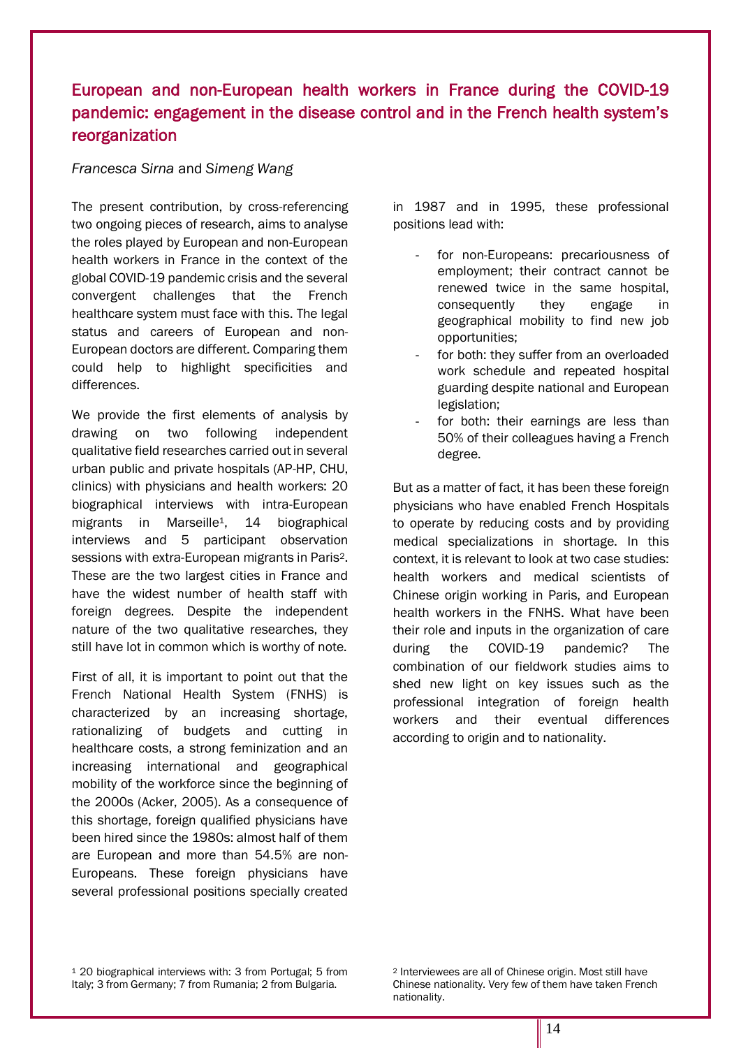## European and non-European health workers in France during the COVID-19 pandemic: engagement in the disease control and in the French health system's reorganization

*Francesca Sirna* and *Simeng Wang*

The present contribution, by cross-referencing two ongoing pieces of research, aims to analyse the roles played by European and non-European health workers in France in the context of the global COVID-19 pandemic crisis and the several convergent challenges that the French healthcare system must face with this. The legal status and careers of European and non-European doctors are different. Comparing them could help to highlight specificities and differences.

We provide the first elements of analysis by drawing on two following independent qualitative field researches carried out in several urban public and private hospitals (AP-HP, CHU, clinics) with physicians and health workers: 20 biographical interviews with intra-European migrants in Marseille[1], 14 biographical interviews and 5 participant observation sessions with extra-European migrants in Paris[2]. These are the two largest cities in France and have the widest number of health staff with foreign degrees. Despite the independent nature of the two qualitative researches, they still have lot in common which is worthy of note.

First of all, it is important to point out that the French National Health System (FNHS) is characterized by an increasing shortage, rationalizing of budgets and cutting in healthcare costs, a strong feminization and an increasing international and geographical mobility of the workforce since the beginning of the 2000s (Acker, 2005). As a consequence of this shortage, foreign qualified physicians have been hired since the 1980s: almost half of them are European and more than 54.5% are non-Europeans. These foreign physicians have several professional positions specially created in 1987 and in 1995, these professional positions lead with:

- for non-Europeans: precariousness of employment; their contract cannot be renewed twice in the same hospital, consequently they engage in geographical mobility to find new job opportunities;
- for both: they suffer from an overloaded work schedule and repeated hospital guarding despite national and European legislation;
- for both: their earnings are less than 50% of their colleagues having a French degree.

But as a matter of fact, it has been these foreign physicians who have enabled French Hospitals to operate by reducing costs and by providing medical specializations in shortage. In this context, it is relevant to look at two case studies: health workers and medical scientists of Chinese origin working in Paris, and European health workers in the FNHS. What have been their role and inputs in the organization of care during the COVID-19 pandemic? The combination of our fieldwork studies aims to shed new light on key issues such as the professional integration of foreign health workers and their eventual differences according to origin and to nationality.

[1] 20 biographical interviews with: 3 from Portugal; 5 from Italy; 3 from Germany; 7 from Rumania; 2 from Bulgaria.

[2] Interviewees are all of Chinese origin. Most still have Chinese nationality. Very few of them have taken French nationality.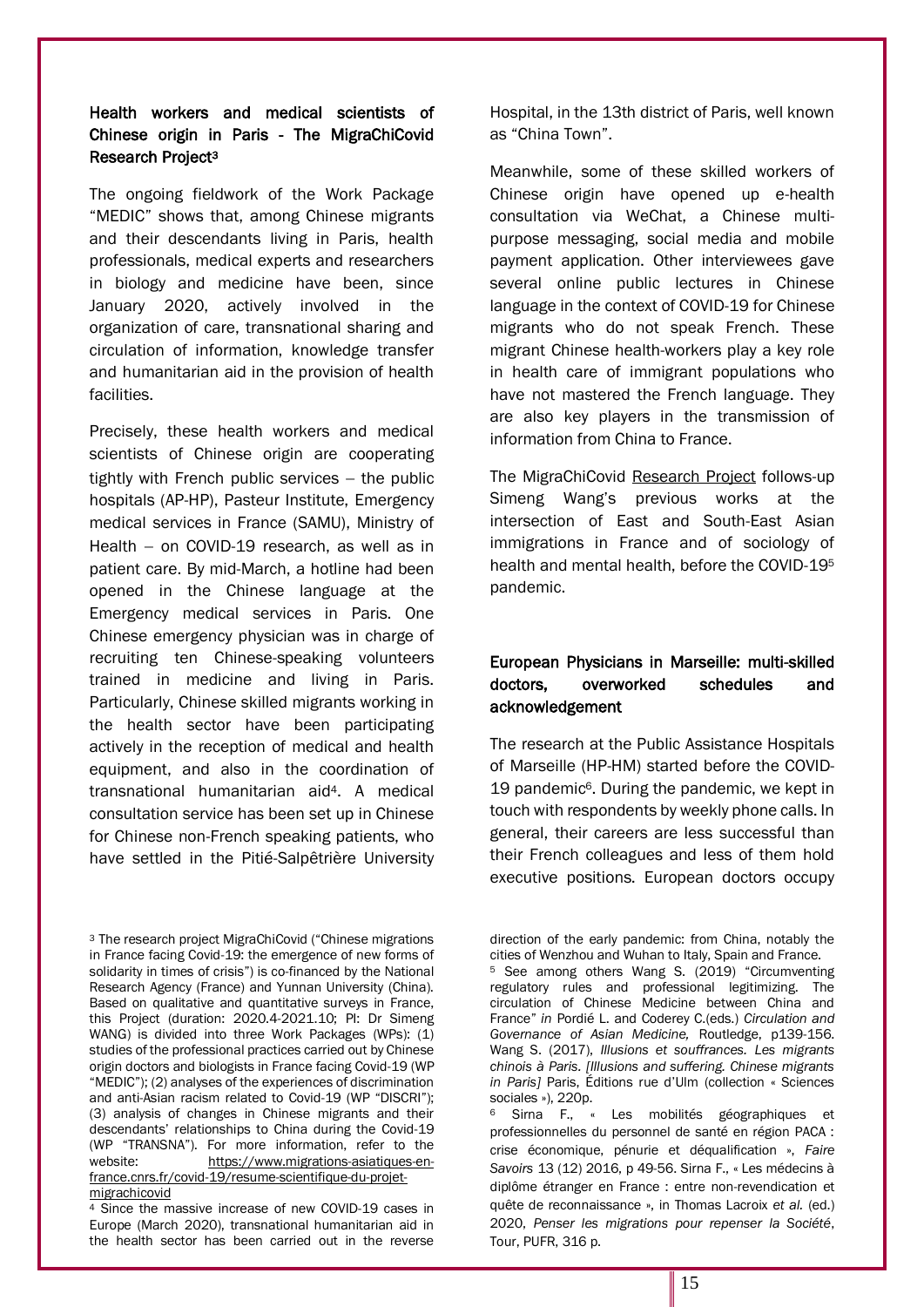### Health workers and medical scientists of Chinese origin in Paris - The MigraChiCovid Research Project[3]

The ongoing fieldwork of the Work Package "MEDIC" shows that, among Chinese migrants and their descendants living in Paris, health professionals, medical experts and researchers in biology and medicine have been, since January 2020, actively involved in the organization of care, transnational sharing and circulation of information, knowledge transfer and humanitarian aid in the provision of health facilities.

Precisely, these health workers and medical scientists of Chinese origin are cooperating tightly with French public services – the public hospitals (AP-HP), Pasteur Institute, Emergency medical services in France (SAMU), Ministry of Health – on COVID-19 research, as well as in patient care. By mid-March, a hotline had been opened in the Chinese language at the Emergency medical services in Paris. One Chinese emergency physician was in charge of recruiting ten Chinese-speaking volunteers trained in medicine and living in Paris. Particularly, Chinese skilled migrants working in the health sector have been participating actively in the reception of medical and health equipment, and also in the coordination of transnational humanitarian aid[4]. A medical consultation service has been set up in Chinese for Chinese non-French speaking patients, who have settled in the Pitié-Salpêtrière University Hospital, in the 13th district of Paris, well known as "China Town".

Meanwhile, some of these skilled workers of Chinese origin have opened up e-health consultation via WeChat, a Chinese multi-purpose messaging, social media and mobile payment application. Other interviewees gave several online public lectures in Chinese language in the context of COVID-19 for Chinese migrants who do not speak French. These migrant Chinese health-workers play a key role in health care of immigrant populations who have not mastered the French language. They are also key players in the transmission of information from China to France.

The MigraChiCovid Research Project follows-up Simeng Wang's previous works at the intersection of East and South-East Asian immigrations in France and of sociology of health and mental health, before the COVID-19[5] pandemic.

### European Physicians in Marseille: multi-skilled doctors, overworked schedules and acknowledgement

The research at the Public Assistance Hospitals of Marseille (HP-HM) started before the COVID-19 pandemic[6]. During the pandemic, we kept in touch with respondents by weekly phone calls. In general, their careers are less successful than their French colleagues and less of them hold executive positions. European doctors occupy

---

[3] The research project MigraChiCovid ("Chinese migrations in France facing Covid-19: the emergence of new forms of solidarity in times of crisis") is co-financed by the National Research Agency (France) and Yunnan University (China). Based on qualitative and quantitative surveys in France, this Project (duration: 2020.4-2021.10; PI: Dr Simeng WANG) is divided into three Work Packages (WPs): (1) studies of the professional practices carried out by Chinese origin doctors and biologists in France facing Covid-19 (WP "MEDIC"); (2) analyses of the experiences of discrimination and anti-Asian racism related to Covid-19 (WP "DISCRI"); (3) analysis of changes in Chinese migrants and their descendants' relationships to China during the Covid-19 (WP "TRANSNA"). For more information, refer to the website: https://www.migrations-asiatiques-en-france.cnrs.fr/covid-19/resume-scientifique-du-projet-migrachicovid

[4] Since the massive increase of new COVID-19 cases in Europe (March 2020), transnational humanitarian aid in the health sector has been carried out in the reverse direction of the early pandemic: from China, notably the cities of Wenzhou and Wuhan to Italy, Spain and France.

[5] See among others Wang S. (2019) "Circumventing regulatory rules and professional legitimizing. The circulation of Chinese Medicine between China and France" *in* Pordié L. and Coderey C.(eds.) *Circulation and Governance of Asian Medicine,* Routledge, p139-156. Wang S. (2017), *Illusions et souffrances. Les migrants chinois à Paris. [Illusions and suffering. Chinese migrants in Paris]* Paris, Éditions rue d'Ulm (collection « Sciences sociales »), 220p.

[6] Sirna F., « Les mobilités géographiques et professionnelles du personnel de santé en région PACA : crise économique, pénurie et déqualification », *Faire Savoirs* 13 (12) 2016, p 49-56. Sirna F., « Les médecins à diplôme étranger en France : entre non-revendication et quête de reconnaissance », in Thomas Lacroix *et al.* (ed.) 2020, *Penser les migrations pour repenser la Société*, Tour, PUFR, 316 p.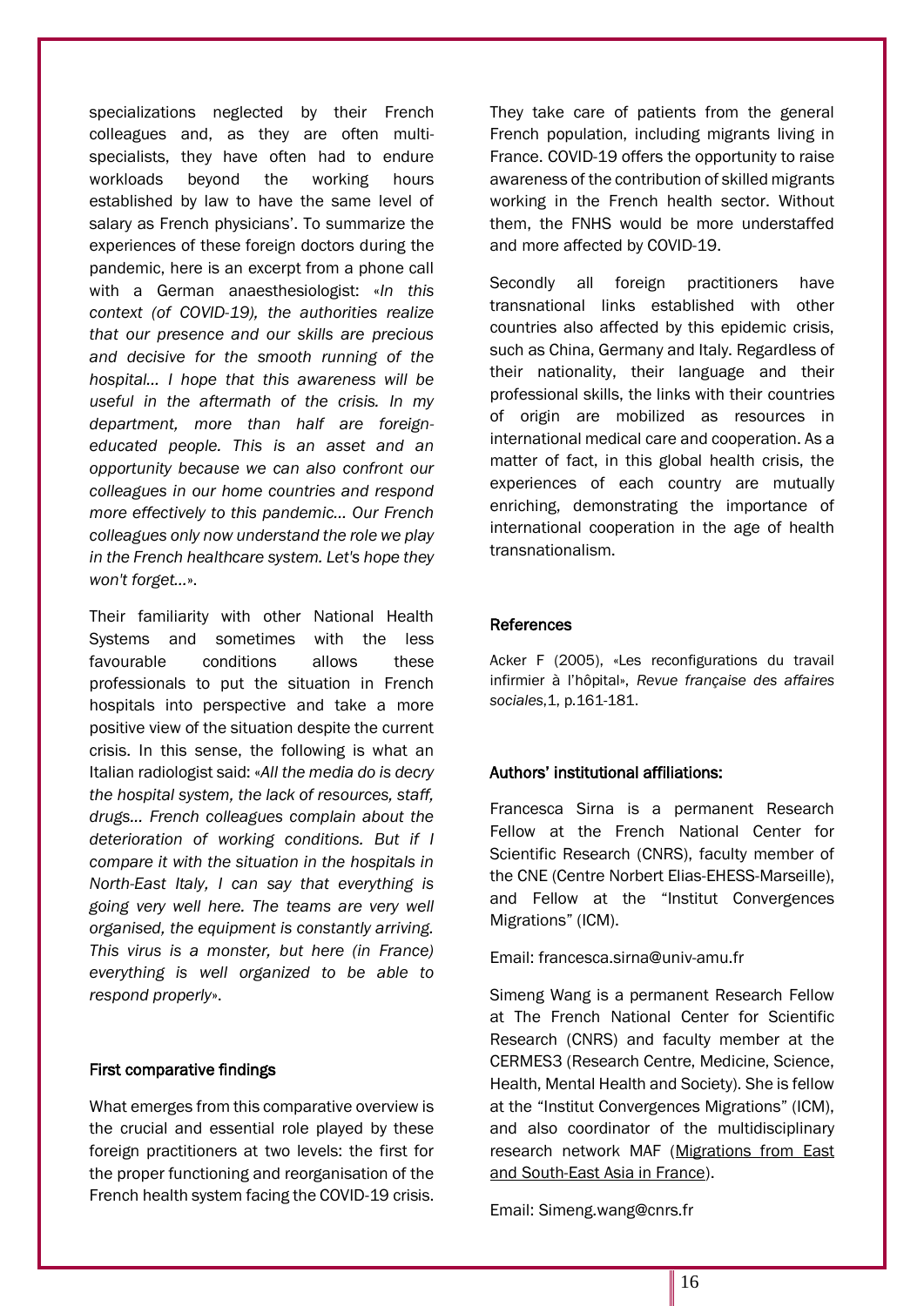specializations neglected by their French colleagues and, as they are often multi-specialists, they have often had to endure workloads beyond the working hours established by law to have the same level of salary as French physicians'. To summarize the experiences of these foreign doctors during the pandemic, here is an excerpt from a phone call with a German anaesthesiologist: «*In this context (of COVID-19), the authorities realize that our presence and our skills are precious and decisive for the smooth running of the hospital... I hope that this awareness will be useful in the aftermath of the crisis. In my department, more than half are foreign-educated people. This is an asset and an opportunity because we can also confront our colleagues in our home countries and respond more effectively to this pandemic... Our French colleagues only now understand the role we play in the French healthcare system. Let's hope they won't forget...*».

Their familiarity with other National Health Systems and sometimes with the less favourable conditions allows these professionals to put the situation in French hospitals into perspective and take a more positive view of the situation despite the current crisis. In this sense, the following is what an Italian radiologist said: «*All the media do is decry the hospital system, the lack of resources, staff, drugs... French colleagues complain about the deterioration of working conditions. But if I compare it with the situation in the hospitals in North-East Italy, I can say that everything is going very well here. The teams are very well organised, the equipment is constantly arriving. This virus is a monster, but here (in France) everything is well organized to be able to respond properly*».

## First comparative findings

What emerges from this comparative overview is the crucial and essential role played by these foreign practitioners at two levels: the first for the proper functioning and reorganisation of the French health system facing the COVID-19 crisis. They take care of patients from the general French population, including migrants living in France. COVID-19 offers the opportunity to raise awareness of the contribution of skilled migrants working in the French health sector. Without them, the FNHS would be more understaffed and more affected by COVID-19.

Secondly all foreign practitioners have transnational links established with other countries also affected by this epidemic crisis, such as China, Germany and Italy. Regardless of their nationality, their language and their professional skills, the links with their countries of origin are mobilized as resources in international medical care and cooperation. As a matter of fact, in this global health crisis, the experiences of each country are mutually enriching, demonstrating the importance of international cooperation in the age of health transnationalism.

## References

Acker F (2005), «Les reconfigurations du travail infirmier à l'hôpital», *Revue française des affaires sociales*,1, p.161-181.

## Authors' institutional affiliations:

Francesca Sirna is a permanent Research Fellow at the French National Center for Scientific Research (CNRS), faculty member of the CNE (Centre Norbert Elias-EHESS-Marseille), and Fellow at the "Institut Convergences Migrations" (ICM).

Email: francesca.sirna@univ-amu.fr

Simeng Wang is a permanent Research Fellow at The French National Center for Scientific Research (CNRS) and faculty member at the CERMES3 (Research Centre, Medicine, Science, Health, Mental Health and Society). She is fellow at the "Institut Convergences Migrations" (ICM), and also coordinator of the multidisciplinary research network MAF (Migrations from East and South-East Asia in France).

Email: Simeng.wang@cnrs.fr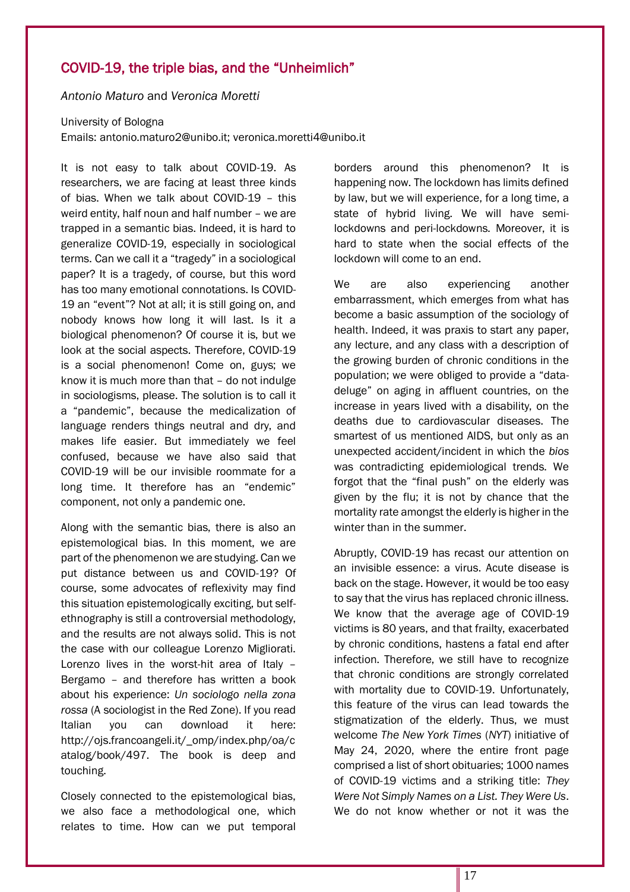## COVID-19, the triple bias, and the "Unheimlich"

*Antonio Maturo* and *Veronica Moretti*

University of Bologna
Emails: antonio.maturo2@unibo.it; veronica.moretti4@unibo.it

It is not easy to talk about COVID-19. As researchers, we are facing at least three kinds of bias. When we talk about COVID-19 – this weird entity, half noun and half number – we are trapped in a semantic bias. Indeed, it is hard to generalize COVID-19, especially in sociological terms. Can we call it a "tragedy" in a sociological paper? It is a tragedy, of course, but this word has too many emotional connotations. Is COVID-19 an "event"? Not at all; it is still going on, and nobody knows how long it will last. Is it a biological phenomenon? Of course it is, but we look at the social aspects. Therefore, COVID-19 is a social phenomenon! Come on, guys; we know it is much more than that – do not indulge in sociologisms, please. The solution is to call it a "pandemic", because the medicalization of language renders things neutral and dry, and makes life easier. But immediately we feel confused, because we have also said that COVID-19 will be our invisible roommate for a long time. It therefore has an "endemic" component, not only a pandemic one.

Along with the semantic bias, there is also an epistemological bias. In this moment, we are part of the phenomenon we are studying. Can we put distance between us and COVID-19? Of course, some advocates of reflexivity may find this situation epistemologically exciting, but self-ethnography is still a controversial methodology, and the results are not always solid. This is not the case with our colleague Lorenzo Migliorati. Lorenzo lives in the worst-hit area of Italy – Bergamo – and therefore has written a book about his experience: *Un sociologo nella zona rossa* (A sociologist in the Red Zone). If you read Italian you can download it here: http://ojs.francoangeli.it/_omp/index.php/oa/catalog/book/497. The book is deep and touching.

Closely connected to the epistemological bias, we also face a methodological one, which relates to time. How can we put temporal borders around this phenomenon? It is happening now. The lockdown has limits defined by law, but we will experience, for a long time, a state of hybrid living. We will have semi-lockdowns and peri-lockdowns. Moreover, it is hard to state when the social effects of the lockdown will come to an end.

We are also experiencing another embarrassment, which emerges from what has become a basic assumption of the sociology of health. Indeed, it was praxis to start any paper, any lecture, and any class with a description of the growing burden of chronic conditions in the population; we were obliged to provide a "data-deluge" on aging in affluent countries, on the increase in years lived with a disability, on the deaths due to cardiovascular diseases. The smartest of us mentioned AIDS, but only as an unexpected accident/incident in which the *bios* was contradicting epidemiological trends. We forgot that the "final push" on the elderly was given by the flu; it is not by chance that the mortality rate amongst the elderly is higher in the winter than in the summer.

Abruptly, COVID-19 has recast our attention on an invisible essence: a virus. Acute disease is back on the stage. However, it would be too easy to say that the virus has replaced chronic illness. We know that the average age of COVID-19 victims is 80 years, and that frailty, exacerbated by chronic conditions, hastens a fatal end after infection. Therefore, we still have to recognize that chronic conditions are strongly correlated with mortality due to COVID-19. Unfortunately, this feature of the virus can lead towards the stigmatization of the elderly. Thus, we must welcome *The New York Times* (*NYT*) initiative of May 24, 2020, where the entire front page comprised a list of short obituaries; 1000 names of COVID-19 victims and a striking title: *They Were Not Simply Names on a List. They Were Us*. We do not know whether or not it was the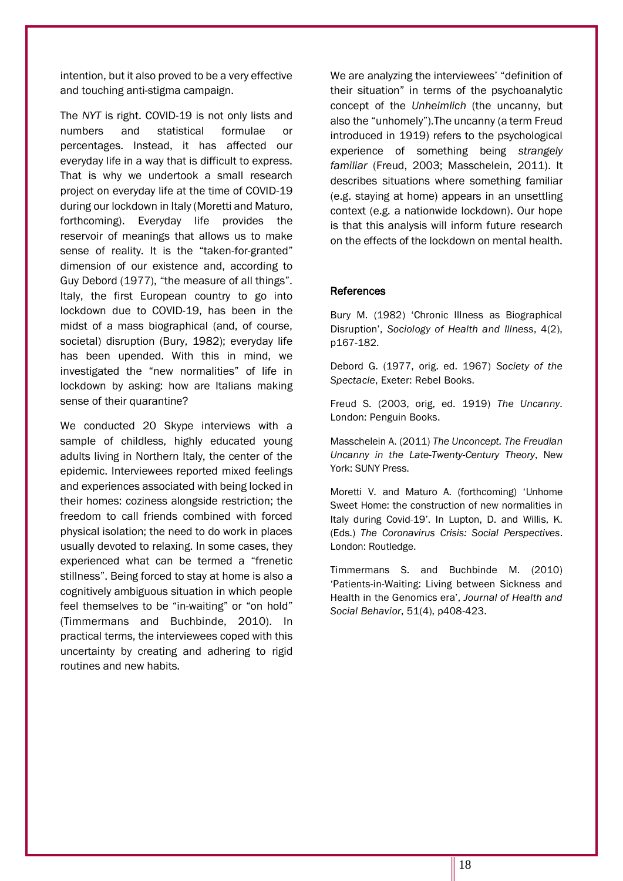intention, but it also proved to be a very effective and touching anti-stigma campaign.

The *NYT* is right. COVID-19 is not only lists and numbers and statistical formulae or percentages. Instead, it has affected our everyday life in a way that is difficult to express. That is why we undertook a small research project on everyday life at the time of COVID-19 during our lockdown in Italy (Moretti and Maturo, forthcoming). Everyday life provides the reservoir of meanings that allows us to make sense of reality. It is the "taken-for-granted" dimension of our existence and, according to Guy Debord (1977), "the measure of all things". Italy, the first European country to go into lockdown due to COVID-19, has been in the midst of a mass biographical (and, of course, societal) disruption (Bury, 1982); everyday life has been upended. With this in mind, we investigated the "new normalities" of life in lockdown by asking: how are Italians making sense of their quarantine?

We conducted 20 Skype interviews with a sample of childless, highly educated young adults living in Northern Italy, the center of the epidemic. Interviewees reported mixed feelings and experiences associated with being locked in their homes: coziness alongside restriction; the freedom to call friends combined with forced physical isolation; the need to do work in places usually devoted to relaxing. In some cases, they experienced what can be termed a "frenetic stillness". Being forced to stay at home is also a cognitively ambiguous situation in which people feel themselves to be "in-waiting" or "on hold" (Timmermans and Buchbinde, 2010). In practical terms, the interviewees coped with this uncertainty by creating and adhering to rigid routines and new habits.

We are analyzing the interviewees' "definition of their situation" in terms of the psychoanalytic concept of the *Unheimlich* (the uncanny, but also the "unhomely").The uncanny (a term Freud introduced in 1919) refers to the psychological experience of something being *strangely familiar* (Freud, 2003; Masschelein, 2011). It describes situations where something familiar (e.g. staying at home) appears in an unsettling context (e.g. a nationwide lockdown). Our hope is that this analysis will inform future research on the effects of the lockdown on mental health.

### References

Bury M. (1982) 'Chronic Illness as Biographical Disruption', *Sociology of Health and Illness*, 4(2), p167-182.

Debord G. (1977, orig. ed. 1967) *Society of the Spectacle*, Exeter: Rebel Books.

Freud S. (2003, orig, ed. 1919) *The Uncanny*. London: Penguin Books.

Masschelein A. (2011) *The Unconcept. The Freudian Uncanny in the Late-Twenty-Century Theory*, New York: SUNY Press.

Moretti V. and Maturo A. (forthcoming) 'Unhome Sweet Home: the construction of new normalities in Italy during Covid-19'. In Lupton, D. and Willis, K. (Eds.) *The Coronavirus Crisis: Social Perspectives*. London: Routledge.

Timmermans S. and Buchbinde M. (2010) 'Patients-in-Waiting: Living between Sickness and Health in the Genomics era', *Journal of Health and Social Behavior*, 51(4), p408-423.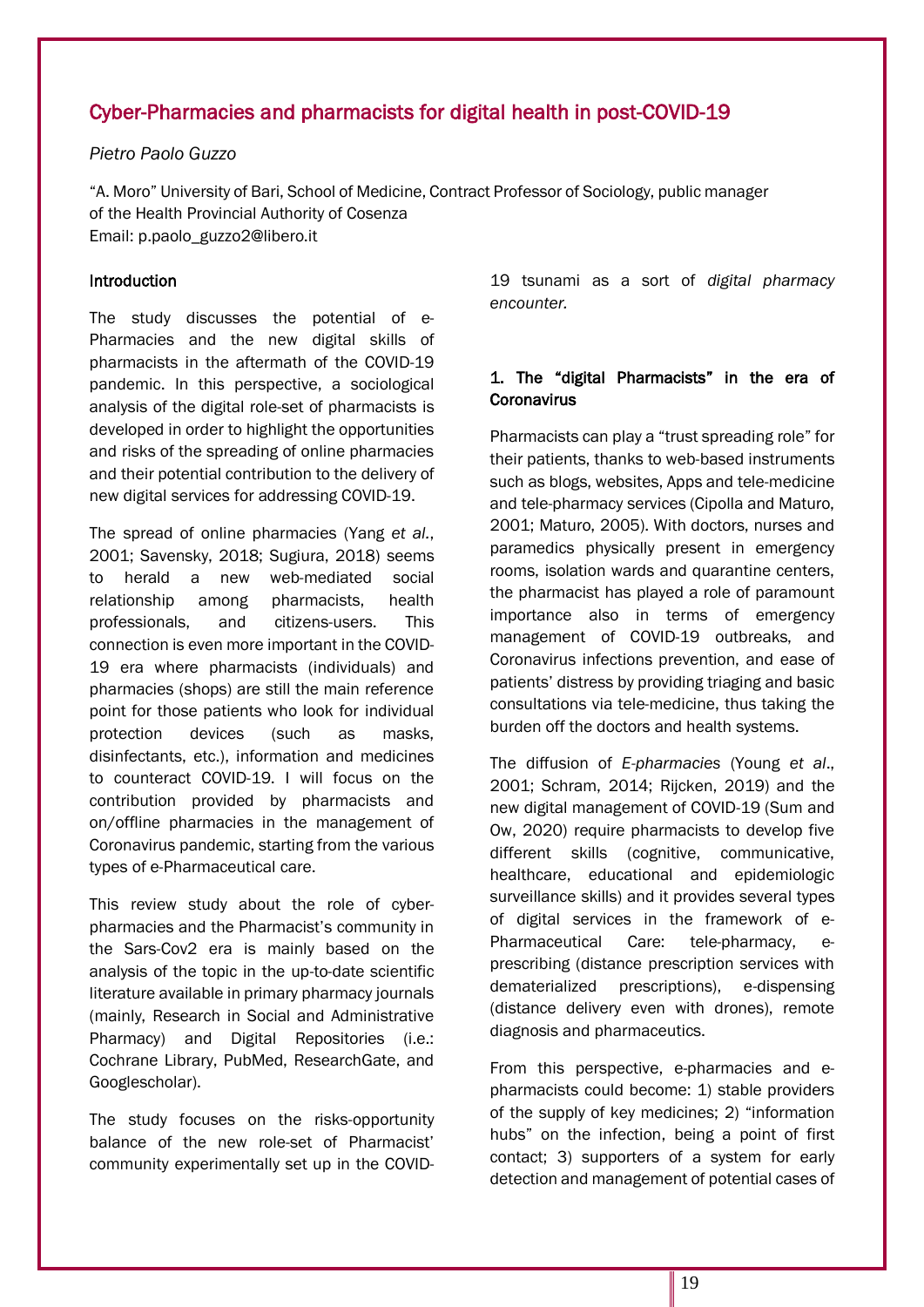## Cyber-Pharmacies and pharmacists for digital health in post-COVID-19

*Pietro Paolo Guzzo*

"A. Moro" University of Bari, School of Medicine, Contract Professor of Sociology, public manager of the Health Provincial Authority of Cosenza
Email: p.paolo_guzzo2@libero.it

### Introduction

The study discusses the potential of e-Pharmacies and the new digital skills of pharmacists in the aftermath of the COVID-19 pandemic. In this perspective, a sociological analysis of the digital role-set of pharmacists is developed in order to highlight the opportunities and risks of the spreading of online pharmacies and their potential contribution to the delivery of new digital services for addressing COVID-19.

The spread of online pharmacies (Yang *et al.*, 2001; Savensky, 2018; Sugiura, 2018) seems to herald a new web-mediated social relationship among pharmacists, health professionals, and citizens-users. This connection is even more important in the COVID-19 era where pharmacists (individuals) and pharmacies (shops) are still the main reference point for those patients who look for individual protection devices (such as masks, disinfectants, etc.), information and medicines to counteract COVID-19. I will focus on the contribution provided by pharmacists and on/offline pharmacies in the management of Coronavirus pandemic, starting from the various types of e-Pharmaceutical care.

This review study about the role of cyber-pharmacies and the Pharmacist's community in the Sars-Cov2 era is mainly based on the analysis of the topic in the up-to-date scientific literature available in primary pharmacy journals (mainly, Research in Social and Administrative Pharmacy) and Digital Repositories (i.e.: Cochrane Library, PubMed, ResearchGate, and Googlescholar).

The study focuses on the risks-opportunity balance of the new role-set of Pharmacist' community experimentally set up in the COVID-19 tsunami as a sort of *digital pharmacy encounter.*

### 1. The "digital Pharmacists" in the era of Coronavirus

Pharmacists can play a "trust spreading role" for their patients, thanks to web-based instruments such as blogs, websites, Apps and tele-medicine and tele-pharmacy services (Cipolla and Maturo, 2001; Maturo, 2005). With doctors, nurses and paramedics physically present in emergency rooms, isolation wards and quarantine centers, the pharmacist has played a role of paramount importance also in terms of emergency management of COVID-19 outbreaks, and Coronavirus infections prevention, and ease of patients' distress by providing triaging and basic consultations via tele-medicine, thus taking the burden off the doctors and health systems.

The diffusion of *E-pharmacies* (Young *et al*., 2001; Schram, 2014; Rijcken, 2019) and the new digital management of COVID-19 (Sum and Ow, 2020) require pharmacists to develop five different skills (cognitive, communicative, healthcare, educational and epidemiologic surveillance skills) and it provides several types of digital services in the framework of e-Pharmaceutical Care: tele-pharmacy, e-prescribing (distance prescription services with dematerialized prescriptions), e-dispensing (distance delivery even with drones), remote diagnosis and pharmaceutics.

From this perspective, e-pharmacies and e-pharmacists could become: 1) stable providers of the supply of key medicines; 2) "information hubs" on the infection, being a point of first contact; 3) supporters of a system for early detection and management of potential cases of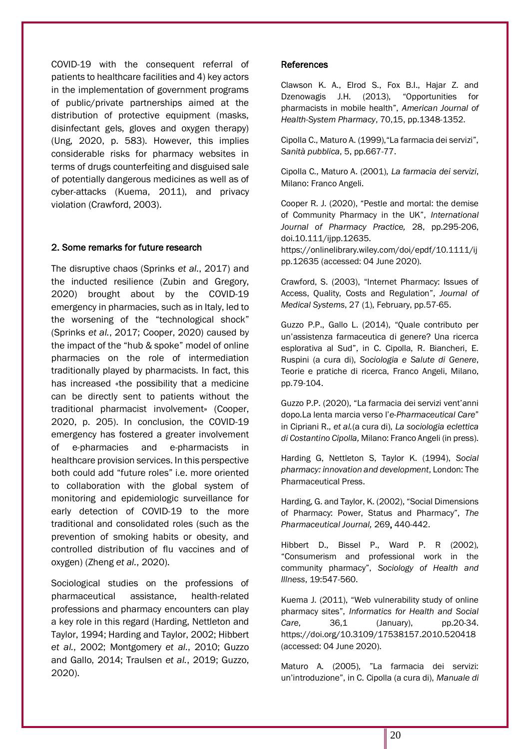COVID-19 with the consequent referral of patients to healthcare facilities and 4) key actors in the implementation of government programs of public/private partnerships aimed at the distribution of protective equipment (masks, disinfectant gels, gloves and oxygen therapy) (Ung, 2020, p. 583). However, this implies considerable risks for pharmacy websites in terms of drugs counterfeiting and disguised sale of potentially dangerous medicines as well as of cyber-attacks (Kuema, 2011), and privacy violation (Crawford, 2003).

## 2. Some remarks for future research

The disruptive chaos (Sprinks *et al.*, 2017) and the inducted resilience (Zubin and Gregory, 2020) brought about by the COVID-19 emergency in pharmacies, such as in Italy, led to the worsening of the "technological shock" (Sprinks *et al.*, 2017; Cooper, 2020) caused by the impact of the "hub & spoke" model of online pharmacies on the role of intermediation traditionally played by pharmacists. In fact, this has increased «the possibility that a medicine can be directly sent to patients without the traditional pharmacist involvement» (Cooper, 2020, p. 205). In conclusion, the COVID-19 emergency has fostered a greater involvement of e-pharmacies and e-pharmacists in healthcare provision services. In this perspective both could add "future roles" i.e. more oriented to collaboration with the global system of monitoring and epidemiologic surveillance for early detection of COVID-19 to the more traditional and consolidated roles (such as the prevention of smoking habits or obesity, and controlled distribution of flu vaccines and of oxygen) (Zheng *et al.*, 2020).

Sociological studies on the professions of pharmaceutical assistance, health-related professions and pharmacy encounters can play a key role in this regard (Harding, Nettleton and Taylor, 1994; Harding and Taylor, 2002; Hibbert *et al.*, 2002; Montgomery *et al.*, 2010; Guzzo and Gallo, 2014; Traulsen *et al.*, 2019; Guzzo, 2020).

## References

Clawson K. A., Elrod S., Fox B.I., Hajar Z. and Dzenowagis J.H. (2013), "Opportunities for pharmacists in mobile health", *American Journal of Health-System Pharmacy*, 70,15, pp.1348-1352.

Cipolla C., Maturo A. (1999),"La farmacia dei servizi", *Sanità pubblica*, 5, pp.667-77.

Cipolla C., Maturo A. (2001), *La farmacia dei servizi*, Milano: Franco Angeli.

Cooper R. J. (2020), "Pestle and mortal: the demise of Community Pharmacy in the UK", *International Journal of Pharmacy Practice,* 28, pp.295-206, doi.10.111/ijpp.12635. https://onlinelibrary.wiley.com/doi/epdf/10.1111/ijpp.12635 (accessed: 04 June 2020).

Crawford, S. (2003), "Internet Pharmacy: Issues of Access, Quality, Costs and Regulation", *Journal of Medical Systems*, 27 (1), February, pp.57-65.

Guzzo P.P., Gallo L. (2014), "Quale contributo per un'assistenza farmaceutica di genere? Una ricerca esplorativa al Sud", in C. Cipolla, R. Biancheri, E. Ruspini (a cura di), *Sociologia e Salute di Genere*, Teorie e pratiche di ricerca, Franco Angeli, Milano, pp.79-104.

Guzzo P.P. (2020), "La farmacia dei servizi vent'anni dopo.La lenta marcia verso l'*e-Pharmaceutical Care*" in Cipriani R., *et al.*(a cura di), *La sociologia eclettica di Costantino Cipolla,* Milano: Franco Angeli (in press).

Harding G, Nettleton S, Taylor K. (1994), *Social pharmacy: innovation and development*, London: The Pharmaceutical Press.

Harding, G. and Taylor, K. (2002), "Social Dimensions of Pharmacy: Power, Status and Pharmacy", *The Pharmaceutical Journal,* 269**,** 440-442.

Hibbert D., Bissel P., Ward P. R (2002), "Consumerism and professional work in the community pharmacy", *Sociology of Health and Illness*, 19:547-560.

Kuema J. (2011), "Web vulnerability study of online pharmacy sites", *Informatics for Health and Social Care*, 36,1 (January), pp.20-34. https://doi.org/10.3109/17538157.2010.520418 (accessed: 04 June 2020).

Maturo A. (2005), "La farmacia dei servizi: un'introduzione", in C. Cipolla (a cura di), *Manuale di*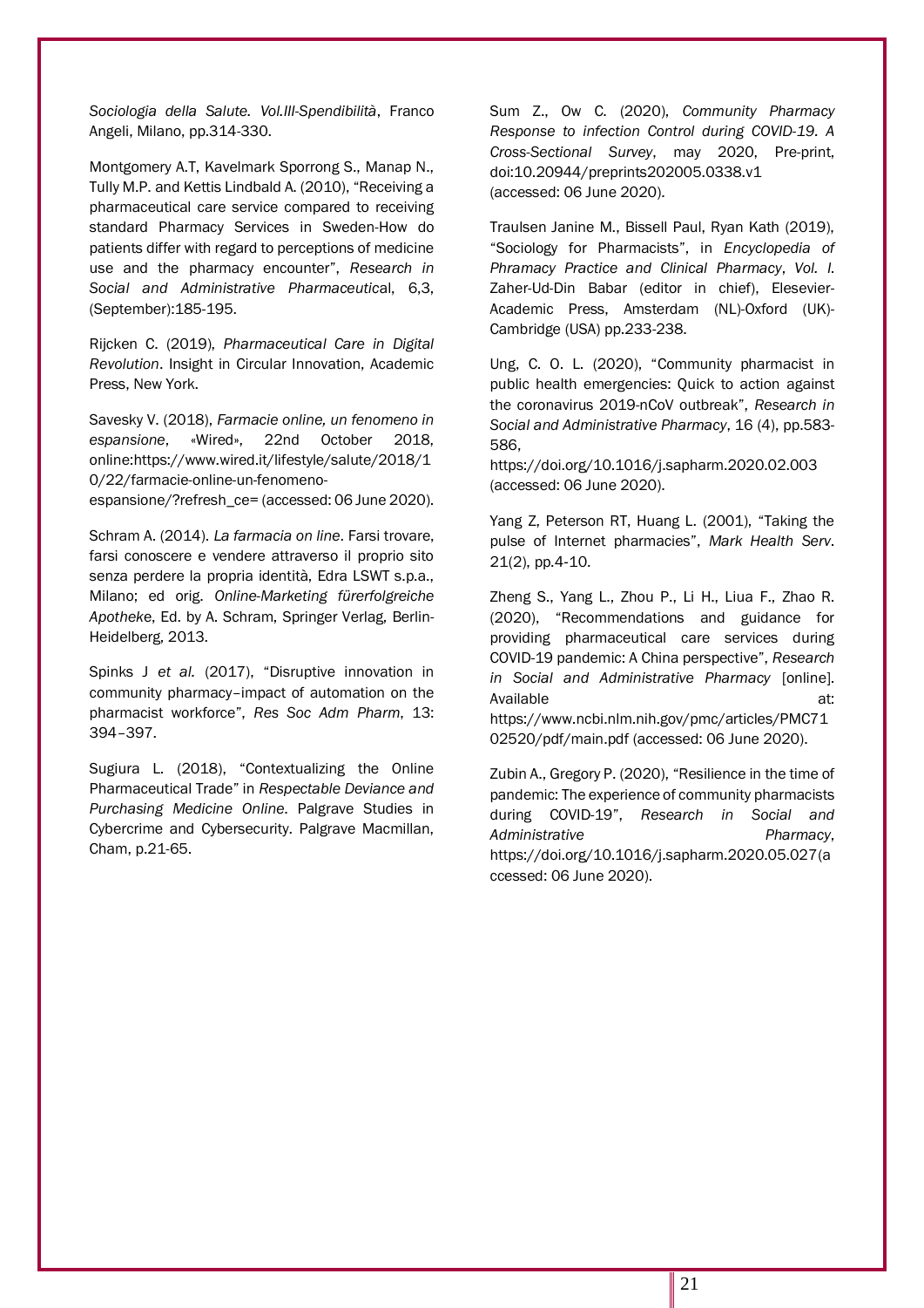*Sociologia della Salute. Vol.III-Spendibilità*, Franco Angeli, Milano, pp.314-330.

Montgomery A.T, Kavelmark Sporrong S., Manap N., Tully M.P. and Kettis Lindbald A. (2010), "Receiving a pharmaceutical care service compared to receiving standard Pharmacy Services in Sweden-How do patients differ with regard to perceptions of medicine use and the pharmacy encounter", *Research in Social and Administrative Pharmaceutica*l, 6,3, (September):185-195.

Rijcken C. (2019), *Pharmaceutical Care in Digital Revolution*. Insight in Circular Innovation, Academic Press, New York.

Savesky V. (2018), *Farmacie online, un fenomeno in espansione*, «Wired», 22nd October 2018, online:https://www.wired.it/lifestyle/salute/2018/10/22/farmacie-online-un-fenomeno-espansione/?refresh_ce= (accessed: 06 June 2020).

Schram A. (2014). *La farmacia on line*. Farsi trovare, farsi conoscere e vendere attraverso il proprio sito senza perdere la propria identità, Edra LSWT s.p.a., Milano; ed orig. *Online-Marketing fürerfolgreiche Apotheke*, Ed. by A. Schram, Springer Verlag, Berlin-Heidelberg, 2013.

Spinks J *et al.* (2017), "Disruptive innovation in community pharmacy–impact of automation on the pharmacist workforce", *Res Soc Adm Pharm*, 13: 394–397.

Sugiura L. (2018), "Contextualizing the Online Pharmaceutical Trade" in *Respectable Deviance and Purchasing Medicine Online*. Palgrave Studies in Cybercrime and Cybersecurity. Palgrave Macmillan, Cham, p.21-65.

Sum Z., Ow C. (2020), *Community Pharmacy Response to infection Control during COVID-19. A Cross-Sectional Survey*, may 2020, Pre-print, doi:10.20944/preprints202005.0338.v1 (accessed: 06 June 2020).

Traulsen Janine M., Bissell Paul, Ryan Kath (2019), "Sociology for Pharmacists", in *Encyclopedia of Phramacy Practice and Clinical Pharmacy*, *Vol. I*. Zaher-Ud-Din Babar (editor in chief), Elesevier-Academic Press, Amsterdam (NL)-Oxford (UK)-Cambridge (USA) pp.233-238.

Ung, C. O. L. (2020), "Community pharmacist in public health emergencies: Quick to action against the coronavirus 2019-nCoV outbreak", *Research in Social and Administrative Pharmacy*, 16 (4), pp.583-586, https://doi.org/10.1016/j.sapharm.2020.02.003 (accessed: 06 June 2020).

Yang Z, Peterson RT, Huang L. (2001), "Taking the pulse of Internet pharmacies", *Mark Health Serv*. 21(2), pp.4-10.

Zheng S., Yang L., Zhou P., Li H., Liua F., Zhao R. (2020), "Recommendations and guidance for providing pharmaceutical care services during COVID-19 pandemic: A China perspective", *Research in Social and Administrative Pharmacy* [online]. Available at: https://www.ncbi.nlm.nih.gov/pmc/articles/PMC7102520/pdf/main.pdf (accessed: 06 June 2020).

Zubin A., Gregory P. (2020), "Resilience in the time of pandemic: The experience of community pharmacists during COVID-19", *Research in Social and Administrative Pharmacy*, https://doi.org/10.1016/j.sapharm.2020.05.027(accessed: 06 June 2020).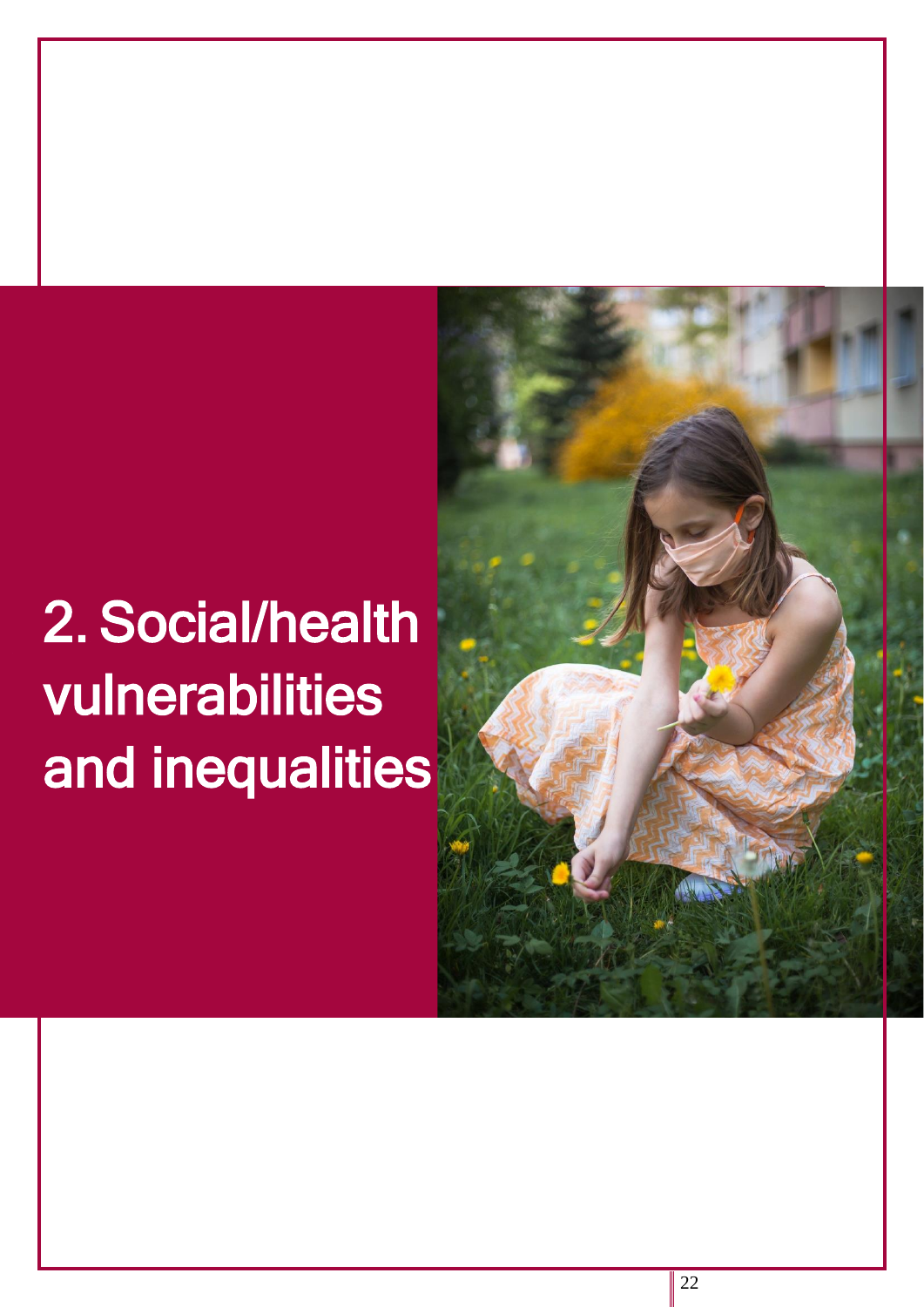# 2. Social/health vulnerabilities and inequalities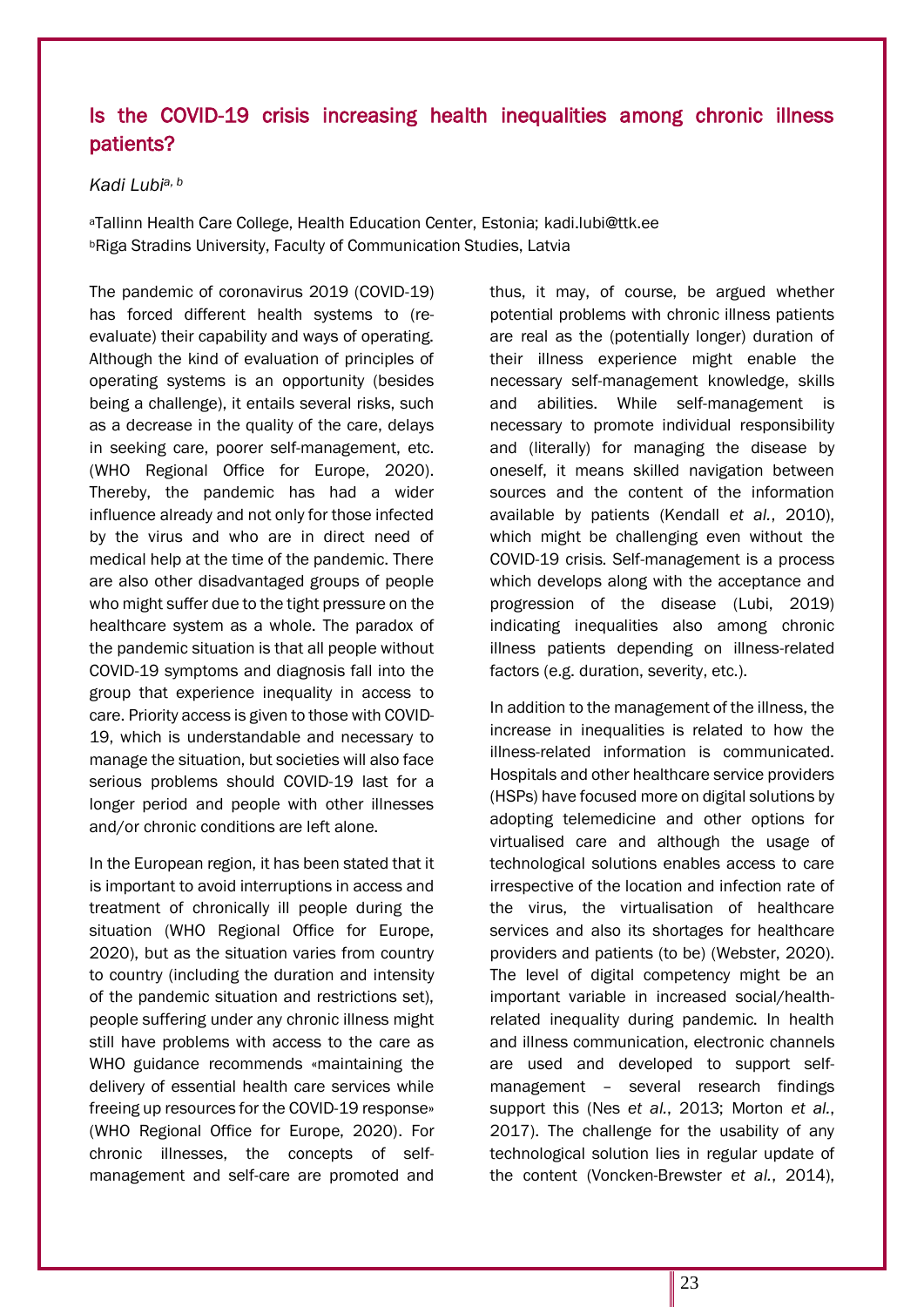## Is the COVID-19 crisis increasing health inequalities among chronic illness patients?

*Kadi Lubi*[a, b]

[a]Tallinn Health Care College, Health Education Center, Estonia; kadi.lubi@ttk.ee
[b]Riga Stradins University, Faculty of Communication Studies, Latvia

The pandemic of coronavirus 2019 (COVID-19) has forced different health systems to (re-evaluate) their capability and ways of operating. Although the kind of evaluation of principles of operating systems is an opportunity (besides being a challenge), it entails several risks, such as a decrease in the quality of the care, delays in seeking care, poorer self-management, etc. (WHO Regional Office for Europe, 2020). Thereby, the pandemic has had a wider influence already and not only for those infected by the virus and who are in direct need of medical help at the time of the pandemic. There are also other disadvantaged groups of people who might suffer due to the tight pressure on the healthcare system as a whole. The paradox of the pandemic situation is that all people without COVID-19 symptoms and diagnosis fall into the group that experience inequality in access to care. Priority access is given to those with COVID-19, which is understandable and necessary to manage the situation, but societies will also face serious problems should COVID-19 last for a longer period and people with other illnesses and/or chronic conditions are left alone.

In the European region, it has been stated that it is important to avoid interruptions in access and treatment of chronically ill people during the situation (WHO Regional Office for Europe, 2020), but as the situation varies from country to country (including the duration and intensity of the pandemic situation and restrictions set), people suffering under any chronic illness might still have problems with access to the care as WHO guidance recommends «maintaining the delivery of essential health care services while freeing up resources for the COVID-19 response» (WHO Regional Office for Europe, 2020). For chronic illnesses, the concepts of self-management and self-care are promoted and thus, it may, of course, be argued whether potential problems with chronic illness patients are real as the (potentially longer) duration of their illness experience might enable the necessary self-management knowledge, skills and abilities. While self-management is necessary to promote individual responsibility and (literally) for managing the disease by oneself, it means skilled navigation between sources and the content of the information available by patients (Kendall *et al.*, 2010), which might be challenging even without the COVID-19 crisis. Self-management is a process which develops along with the acceptance and progression of the disease (Lubi, 2019) indicating inequalities also among chronic illness patients depending on illness-related factors (e.g. duration, severity, etc.).

In addition to the management of the illness, the increase in inequalities is related to how the illness-related information is communicated. Hospitals and other healthcare service providers (HSPs) have focused more on digital solutions by adopting telemedicine and other options for virtualised care and although the usage of technological solutions enables access to care irrespective of the location and infection rate of the virus, the virtualisation of healthcare services and also its shortages for healthcare providers and patients (to be) (Webster, 2020). The level of digital competency might be an important variable in increased social/health-related inequality during pandemic. In health and illness communication, electronic channels are used and developed to support self-management – several research findings support this (Nes *et al.*, 2013; Morton *et al.*, 2017). The challenge for the usability of any technological solution lies in regular update of the content (Voncken-Brewster *et al.*, 2014),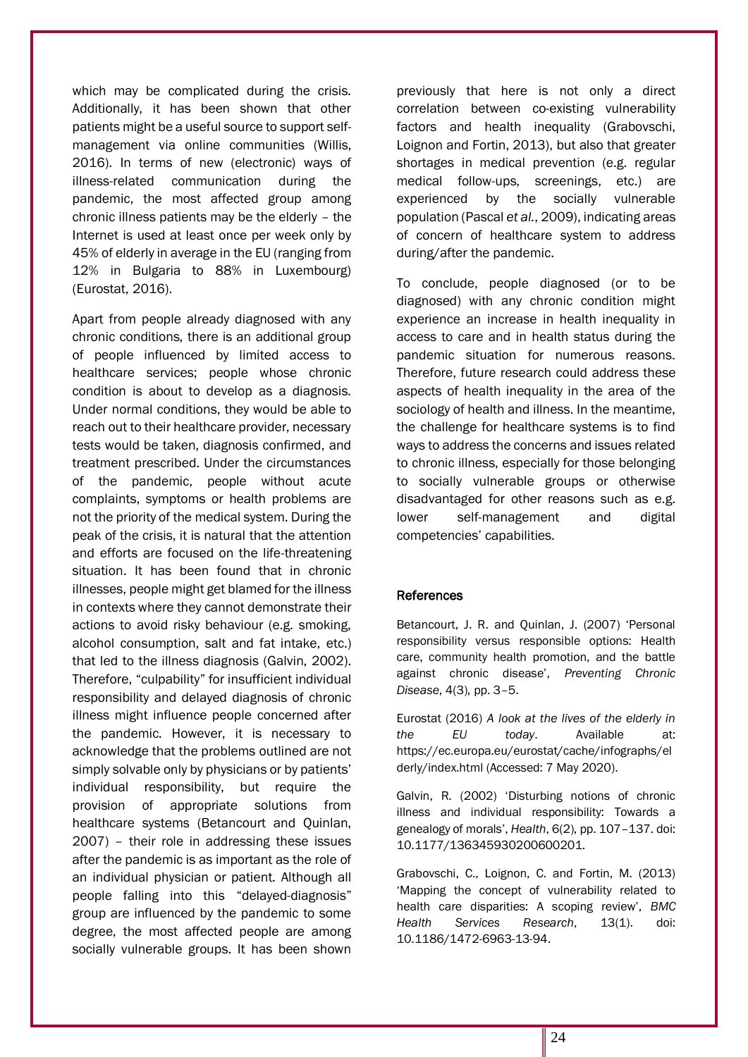which may be complicated during the crisis. Additionally, it has been shown that other patients might be a useful source to support self-management via online communities (Willis, 2016). In terms of new (electronic) ways of illness-related communication during the pandemic, the most affected group among chronic illness patients may be the elderly – the Internet is used at least once per week only by 45% of elderly in average in the EU (ranging from 12% in Bulgaria to 88% in Luxembourg) (Eurostat, 2016).

Apart from people already diagnosed with any chronic conditions, there is an additional group of people influenced by limited access to healthcare services; people whose chronic condition is about to develop as a diagnosis. Under normal conditions, they would be able to reach out to their healthcare provider, necessary tests would be taken, diagnosis confirmed, and treatment prescribed. Under the circumstances of the pandemic, people without acute complaints, symptoms or health problems are not the priority of the medical system. During the peak of the crisis, it is natural that the attention and efforts are focused on the life-threatening situation. It has been found that in chronic illnesses, people might get blamed for the illness in contexts where they cannot demonstrate their actions to avoid risky behaviour (e.g. smoking, alcohol consumption, salt and fat intake, etc.) that led to the illness diagnosis (Galvin, 2002). Therefore, "culpability" for insufficient individual responsibility and delayed diagnosis of chronic illness might influence people concerned after the pandemic. However, it is necessary to acknowledge that the problems outlined are not simply solvable only by physicians or by patients' individual responsibility, but require the provision of appropriate solutions from healthcare systems (Betancourt and Quinlan, 2007) – their role in addressing these issues after the pandemic is as important as the role of an individual physician or patient. Although all people falling into this "delayed-diagnosis" group are influenced by the pandemic to some degree, the most affected people are among socially vulnerable groups. It has been shown previously that here is not only a direct correlation between co-existing vulnerability factors and health inequality (Grabovschi, Loignon and Fortin, 2013), but also that greater shortages in medical prevention (e.g. regular medical follow-ups, screenings, etc.) are experienced by the socially vulnerable population (Pascal *et al.*, 2009), indicating areas of concern of healthcare system to address during/after the pandemic.

To conclude, people diagnosed (or to be diagnosed) with any chronic condition might experience an increase in health inequality in access to care and in health status during the pandemic situation for numerous reasons. Therefore, future research could address these aspects of health inequality in the area of the sociology of health and illness. In the meantime, the challenge for healthcare systems is to find ways to address the concerns and issues related to chronic illness, especially for those belonging to socially vulnerable groups or otherwise disadvantaged for other reasons such as e.g. lower self-management and digital competencies' capabilities.

## References

Betancourt, J. R. and Quinlan, J. (2007) 'Personal responsibility versus responsible options: Health care, community health promotion, and the battle against chronic disease', *Preventing Chronic Disease*, 4(3), pp. 3–5.

Eurostat (2016) *A look at the lives of the elderly in the EU today*. Available at: https://ec.europa.eu/eurostat/cache/infographs/elderly/index.html (Accessed: 7 May 2020).

Galvin, R. (2002) 'Disturbing notions of chronic illness and individual responsibility: Towards a genealogy of morals', *Health*, 6(2), pp. 107–137. doi: 10.1177/136345930200600201.

Grabovschi, C., Loignon, C. and Fortin, M. (2013) 'Mapping the concept of vulnerability related to health care disparities: A scoping review', *BMC Health Services Research*, 13(1). doi: 10.1186/1472-6963-13-94.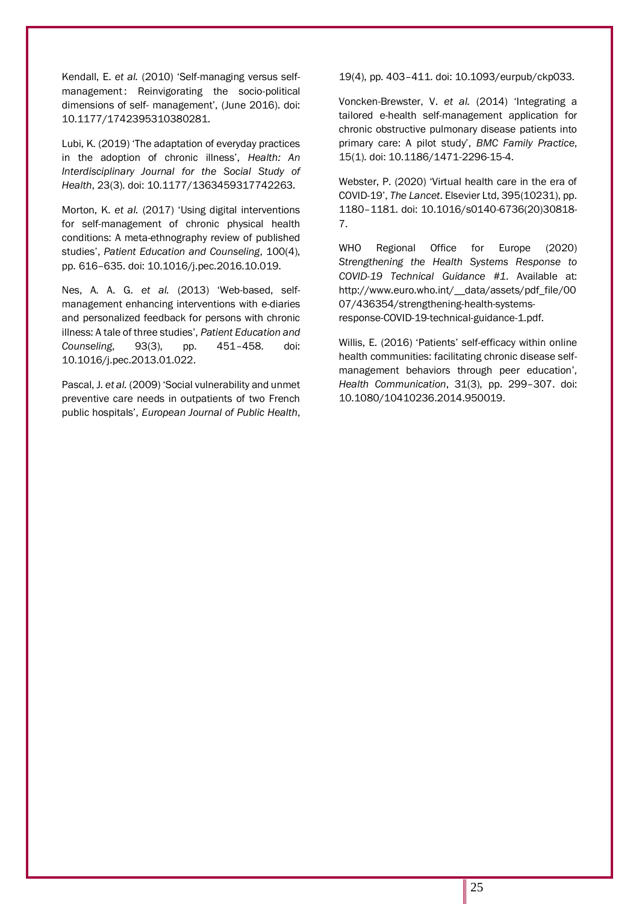Kendall, E. *et al.* (2010) 'Self-managing versus self-management : Reinvigorating the socio-political dimensions of self- management', (June 2016). doi: 10.1177/1742395310380281.

Lubi, K. (2019) 'The adaptation of everyday practices in the adoption of chronic illness', *Health: An Interdisciplinary Journal for the Social Study of Health*, 23(3). doi: 10.1177/1363459317742263.

Morton, K. *et al.* (2017) 'Using digital interventions for self-management of chronic physical health conditions: A meta-ethnography review of published studies', *Patient Education and Counseling*, 100(4), pp. 616–635. doi: 10.1016/j.pec.2016.10.019.

Nes, A. A. G. *et al.* (2013) 'Web-based, self-management enhancing interventions with e-diaries and personalized feedback for persons with chronic illness: A tale of three studies', *Patient Education and Counseling*, 93(3), pp. 451–458. doi: 10.1016/j.pec.2013.01.022.

Pascal, J. *et al.* (2009) 'Social vulnerability and unmet preventive care needs in outpatients of two French public hospitals', *European Journal of Public Health*, 19(4), pp. 403–411. doi: 10.1093/eurpub/ckp033.

Voncken-Brewster, V. *et al.* (2014) 'Integrating a tailored e-health self-management application for chronic obstructive pulmonary disease patients into primary care: A pilot study', *BMC Family Practice*, 15(1). doi: 10.1186/1471-2296-15-4.

Webster, P. (2020) 'Virtual health care in the era of COVID-19', *The Lancet*. Elsevier Ltd, 395(10231), pp. 1180–1181. doi: 10.1016/s0140-6736(20)30818-7.

WHO Regional Office for Europe (2020) *Strengthening the Health Systems Response to COVID-19 Technical Guidance #1*. Available at: http://www.euro.who.int/__data/assets/pdf_file/0007/436354/strengthening-health-systems-response-COVID-19-technical-guidance-1.pdf.

Willis, E. (2016) 'Patients' self-efficacy within online health communities: facilitating chronic disease self-management behaviors through peer education', *Health Communication*, 31(3), pp. 299–307. doi: 10.1080/10410236.2014.950019.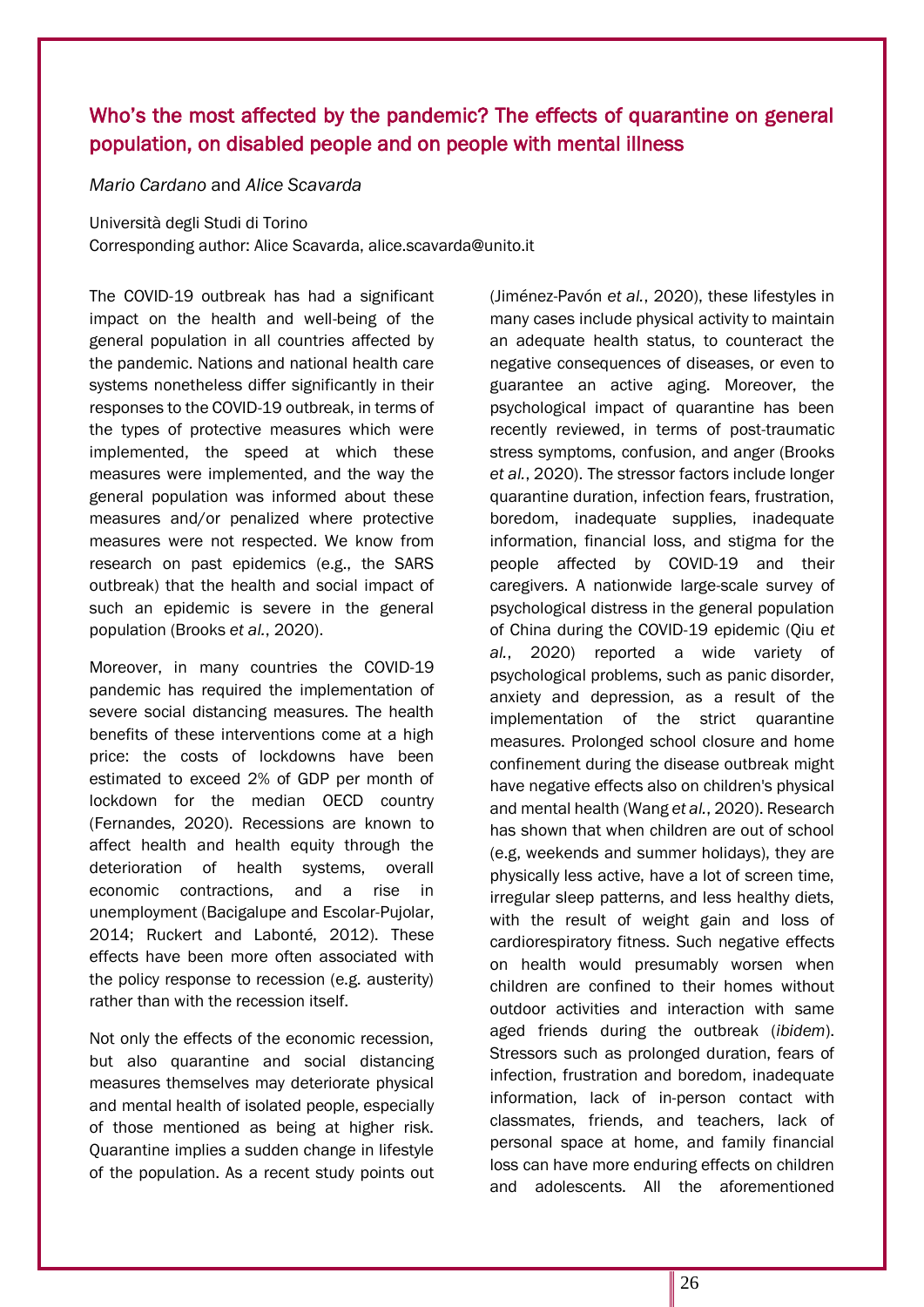## Who's the most affected by the pandemic? The effects of quarantine on general population, on disabled people and on people with mental illness

*Mario Cardano* and *Alice Scavarda*

Università degli Studi di Torino
Corresponding author: Alice Scavarda, alice.scavarda@unito.it

The COVID-19 outbreak has had a significant impact on the health and well-being of the general population in all countries affected by the pandemic. Nations and national health care systems nonetheless differ significantly in their responses to the COVID-19 outbreak, in terms of the types of protective measures which were implemented, the speed at which these measures were implemented, and the way the general population was informed about these measures and/or penalized where protective measures were not respected. We know from research on past epidemics (e.g., the SARS outbreak) that the health and social impact of such an epidemic is severe in the general population (Brooks *et al.*, 2020).

Moreover, in many countries the COVID-19 pandemic has required the implementation of severe social distancing measures. The health benefits of these interventions come at a high price: the costs of lockdowns have been estimated to exceed 2% of GDP per month of lockdown for the median OECD country (Fernandes, 2020). Recessions are known to affect health and health equity through the deterioration of health systems, overall economic contractions, and a rise in unemployment (Bacigalupe and Escolar-Pujolar, 2014; Ruckert and Labonté, 2012). These effects have been more often associated with the policy response to recession (e.g. austerity) rather than with the recession itself.

Not only the effects of the economic recession, but also quarantine and social distancing measures themselves may deteriorate physical and mental health of isolated people, especially of those mentioned as being at higher risk. Quarantine implies a sudden change in lifestyle of the population. As a recent study points out (Jiménez-Pavón *et al.*, 2020), these lifestyles in many cases include physical activity to maintain an adequate health status, to counteract the negative consequences of diseases, or even to guarantee an active aging. Moreover, the psychological impact of quarantine has been recently reviewed, in terms of post-traumatic stress symptoms, confusion, and anger (Brooks *et al.*, 2020). The stressor factors include longer quarantine duration, infection fears, frustration, boredom, inadequate supplies, inadequate information, financial loss, and stigma for the people affected by COVID-19 and their caregivers. A nationwide large-scale survey of psychological distress in the general population of China during the COVID-19 epidemic (Qiu *et al.*, 2020) reported a wide variety of psychological problems, such as panic disorder, anxiety and depression, as a result of the implementation of the strict quarantine measures. Prolonged school closure and home confinement during the disease outbreak might have negative effects also on children's physical and mental health (Wang *et al.*, 2020). Research has shown that when children are out of school (e.g, weekends and summer holidays), they are physically less active, have a lot of screen time, irregular sleep patterns, and less healthy diets, with the result of weight gain and loss of cardiorespiratory fitness. Such negative effects on health would presumably worsen when children are confined to their homes without outdoor activities and interaction with same aged friends during the outbreak (*ibidem*). Stressors such as prolonged duration, fears of infection, frustration and boredom, inadequate information, lack of in-person contact with classmates, friends, and teachers, lack of personal space at home, and family financial loss can have more enduring effects on children and adolescents. All the aforementioned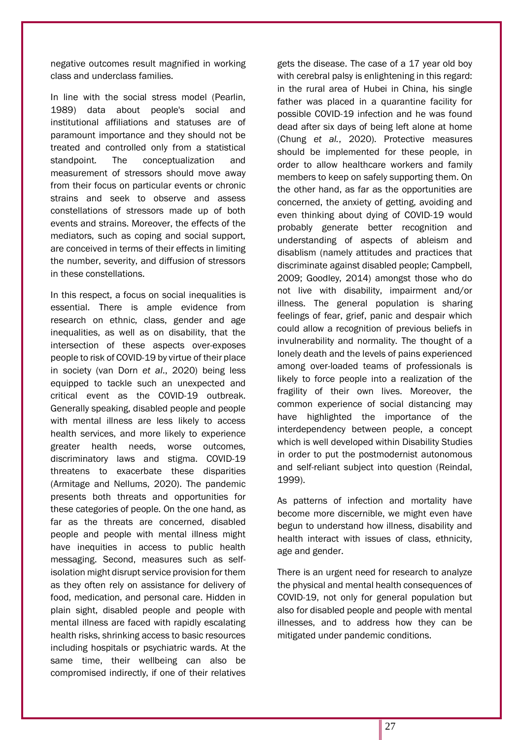negative outcomes result magnified in working class and underclass families.

In line with the social stress model (Pearlin, 1989) data about people's social and institutional affiliations and statuses are of paramount importance and they should not be treated and controlled only from a statistical standpoint. The conceptualization and measurement of stressors should move away from their focus on particular events or chronic strains and seek to observe and assess constellations of stressors made up of both events and strains. Moreover, the effects of the mediators, such as coping and social support, are conceived in terms of their effects in limiting the number, severity, and diffusion of stressors in these constellations.

In this respect, a focus on social inequalities is essential. There is ample evidence from research on ethnic, class, gender and age inequalities, as well as on disability, that the intersection of these aspects over-exposes people to risk of COVID-19 by virtue of their place in society (van Dorn *et al*., 2020) being less equipped to tackle such an unexpected and critical event as the COVID-19 outbreak. Generally speaking, disabled people and people with mental illness are less likely to access health services, and more likely to experience greater health needs, worse outcomes, discriminatory laws and stigma. COVID-19 threatens to exacerbate these disparities (Armitage and Nellums, 2020). The pandemic presents both threats and opportunities for these categories of people. On the one hand, as far as the threats are concerned, disabled people and people with mental illness might have inequities in access to public health messaging. Second, measures such as self-isolation might disrupt service provision for them as they often rely on assistance for delivery of food, medication, and personal care. Hidden in plain sight, disabled people and people with mental illness are faced with rapidly escalating health risks, shrinking access to basic resources including hospitals or psychiatric wards. At the same time, their wellbeing can also be compromised indirectly, if one of their relatives gets the disease. The case of a 17 year old boy with cerebral palsy is enlightening in this regard: in the rural area of Hubei in China, his single father was placed in a quarantine facility for possible COVID-19 infection and he was found dead after six days of being left alone at home (Chung *et al.*, 2020). Protective measures should be implemented for these people, in order to allow healthcare workers and family members to keep on safely supporting them. On the other hand, as far as the opportunities are concerned, the anxiety of getting, avoiding and even thinking about dying of COVID-19 would probably generate better recognition and understanding of aspects of ableism and disablism (namely attitudes and practices that discriminate against disabled people; Campbell, 2009; Goodley, 2014) amongst those who do not live with disability, impairment and/or illness. The general population is sharing feelings of fear, grief, panic and despair which could allow a recognition of previous beliefs in invulnerability and normality. The thought of a lonely death and the levels of pains experienced among over-loaded teams of professionals is likely to force people into a realization of the fragility of their own lives. Moreover, the common experience of social distancing may have highlighted the importance of the interdependency between people, a concept which is well developed within Disability Studies in order to put the postmodernist autonomous and self-reliant subject into question (Reindal, 1999).

As patterns of infection and mortality have become more discernible, we might even have begun to understand how illness, disability and health interact with issues of class, ethnicity, age and gender.

There is an urgent need for research to analyze the physical and mental health consequences of COVID-19, not only for general population but also for disabled people and people with mental illnesses, and to address how they can be mitigated under pandemic conditions.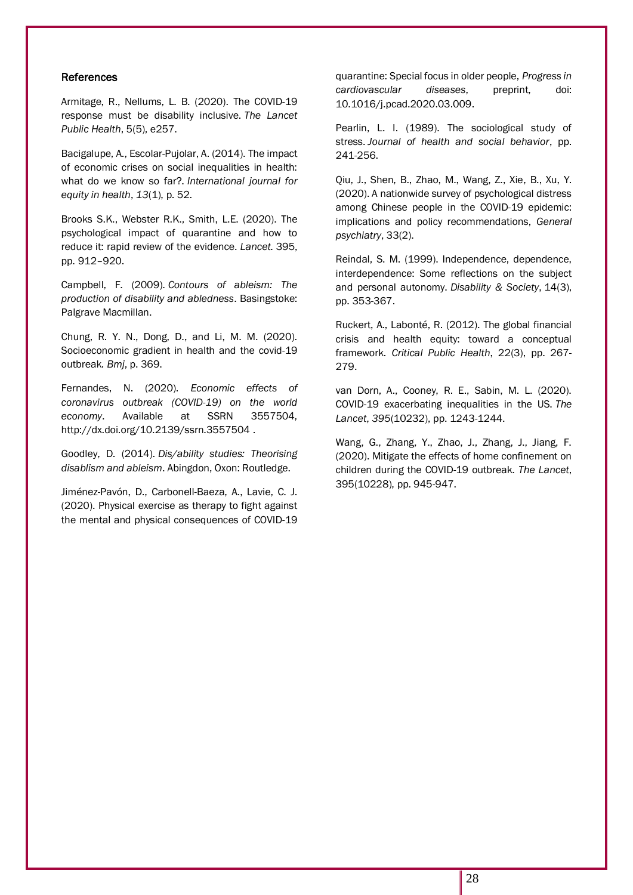### References

Armitage, R., Nellums, L. B. (2020). The COVID-19 response must be disability inclusive. *The Lancet Public Health*, 5(5), e257.

Bacigalupe, A., Escolar-Pujolar, A. (2014). The impact of economic crises on social inequalities in health: what do we know so far?. *International journal for equity in health*, *13*(1), p. 52.

Brooks S.K., Webster R.K., Smith, L.E. (2020). The psychological impact of quarantine and how to reduce it: rapid review of the evidence. *Lancet.* 395, pp. 912–920.

Campbell, F. (2009). *Contours of ableism: The production of disability and abledness*. Basingstoke: Palgrave Macmillan.

Chung, R. Y. N., Dong, D., and Li, M. M. (2020). Socioeconomic gradient in health and the covid-19 outbreak. *Bmj*, p. 369.

Fernandes, N. (2020). *Economic effects of coronavirus outbreak (COVID-19) on the world economy*. Available at SSRN 3557504, http://dx.doi.org/10.2139/ssrn.3557504 .

Goodley, D. (2014). *Dis/ability studies: Theorising disablism and ableism*. Abingdon, Oxon: Routledge.

Jiménez-Pavón, D., Carbonell-Baeza, A., Lavie, C. J. (2020). Physical exercise as therapy to fight against the mental and physical consequences of COVID-19 quarantine: Special focus in older people, *Progress in cardiovascular diseases*, preprint, doi: 10.1016/j.pcad.2020.03.009.

Pearlin, L. I. (1989). The sociological study of stress. *Journal of health and social behavior*, pp. 241-256.

Qiu, J., Shen, B., Zhao, M., Wang, Z., Xie, B., Xu, Y. (2020). A nationwide survey of psychological distress among Chinese people in the COVID-19 epidemic: implications and policy recommendations, *General psychiatry*, 33(2).

Reindal, S. M. (1999). Independence, dependence, interdependence: Some reflections on the subject and personal autonomy. *Disability & Society*, 14(3), pp. 353-367.

Ruckert, A., Labonté, R. (2012). The global financial crisis and health equity: toward a conceptual framework. *Critical Public Health*, 22(3), pp. 267-279.

van Dorn, A., Cooney, R. E., Sabin, M. L. (2020). COVID-19 exacerbating inequalities in the US. *The Lancet*, *395*(10232), pp. 1243-1244.

Wang, G., Zhang, Y., Zhao, J., Zhang, J., Jiang, F. (2020). Mitigate the effects of home confinement on children during the COVID-19 outbreak. *The Lancet*, 395(10228), pp. 945-947.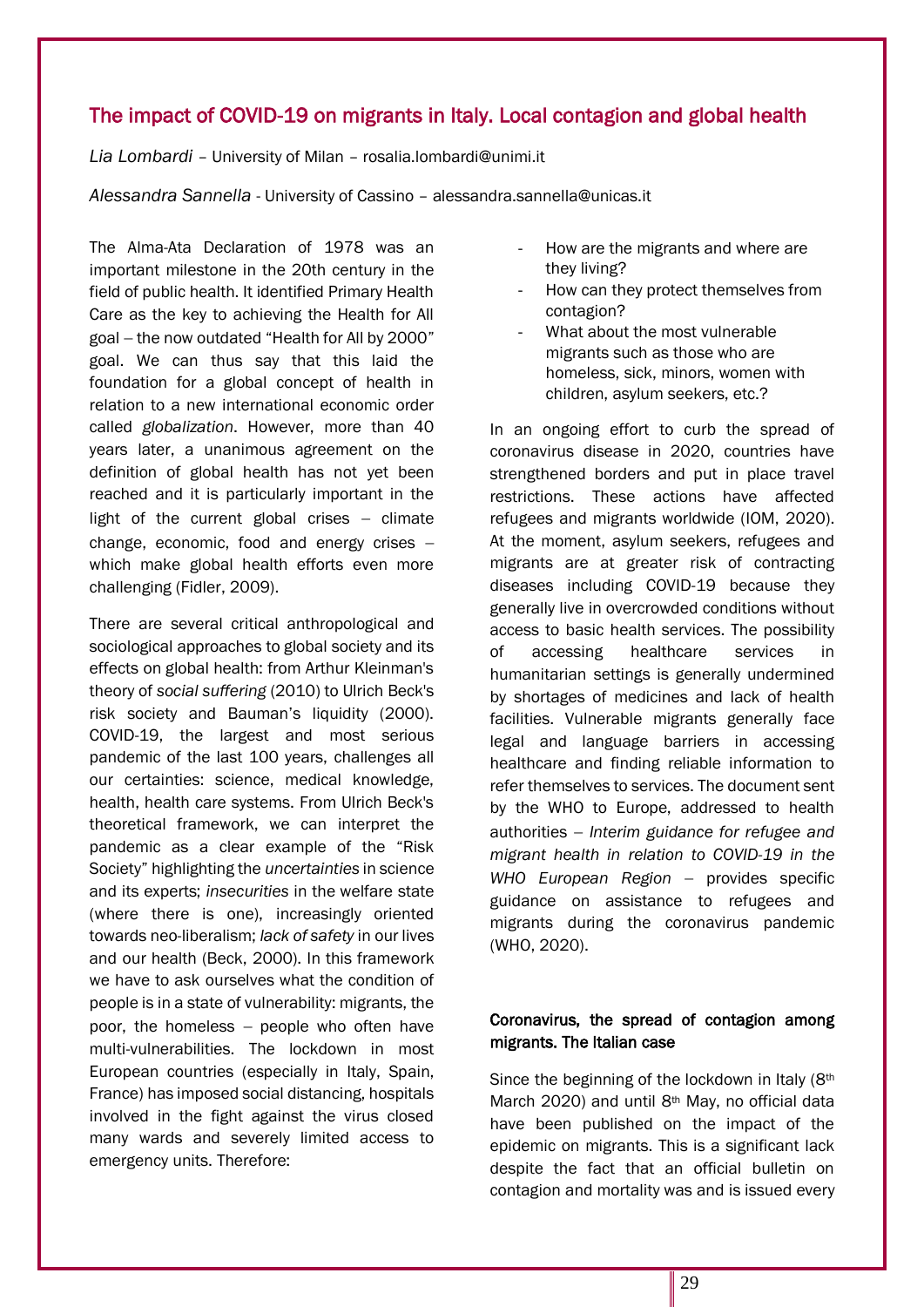## The impact of COVID-19 on migrants in Italy. Local contagion and global health

*Lia Lombardi* – University of Milan – rosalia.lombardi@unimi.it

*Alessandra Sannella* - University of Cassino – alessandra.sannella@unicas.it

The Alma-Ata Declaration of 1978 was an important milestone in the 20th century in the field of public health. It identified Primary Health Care as the key to achieving the Health for All goal – the now outdated "Health for All by 2000" goal. We can thus say that this laid the foundation for a global concept of health in relation to a new international economic order called *globalization*. However, more than 40 years later, a unanimous agreement on the definition of global health has not yet been reached and it is particularly important in the light of the current global crises – climate change, economic, food and energy crises – which make global health efforts even more challenging (Fidler, 2009).

There are several critical anthropological and sociological approaches to global society and its effects on global health: from Arthur Kleinman's theory of *social suffering* (2010) to Ulrich Beck's risk society and Bauman's liquidity (2000). COVID-19, the largest and most serious pandemic of the last 100 years, challenges all our certainties: science, medical knowledge, health, health care systems. From Ulrich Beck's theoretical framework, we can interpret the pandemic as a clear example of the "Risk Society" highlighting the *uncertainties* in science and its experts; *insecurities* in the welfare state (where there is one), increasingly oriented towards neo-liberalism; *lack of safety* in our lives and our health (Beck, 2000). In this framework we have to ask ourselves what the condition of people is in a state of vulnerability: migrants, the poor, the homeless – people who often have multi-vulnerabilities. The lockdown in most European countries (especially in Italy, Spain, France) has imposed social distancing, hospitals involved in the fight against the virus closed many wards and severely limited access to emergency units. Therefore:

- How are the migrants and where are they living?
- How can they protect themselves from contagion?
- What about the most vulnerable migrants such as those who are homeless, sick, minors, women with children, asylum seekers, etc.?

In an ongoing effort to curb the spread of coronavirus disease in 2020, countries have strengthened borders and put in place travel restrictions. These actions have affected refugees and migrants worldwide (IOM, 2020). At the moment, asylum seekers, refugees and migrants are at greater risk of contracting diseases including COVID-19 because they generally live in overcrowded conditions without access to basic health services. The possibility of accessing healthcare services in humanitarian settings is generally undermined by shortages of medicines and lack of health facilities. Vulnerable migrants generally face legal and language barriers in accessing healthcare and finding reliable information to refer themselves to services. The document sent by the WHO to Europe, addressed to health authorities – *Interim guidance for refugee and migrant health in relation to COVID-19 in the WHO European Region* – provides specific guidance on assistance to refugees and migrants during the coronavirus pandemic (WHO, 2020).

### Coronavirus, the spread of contagion among migrants. The Italian case

Since the beginning of the lockdown in Italy (8th March 2020) and until 8th May, no official data have been published on the impact of the epidemic on migrants. This is a significant lack despite the fact that an official bulletin on contagion and mortality was and is issued every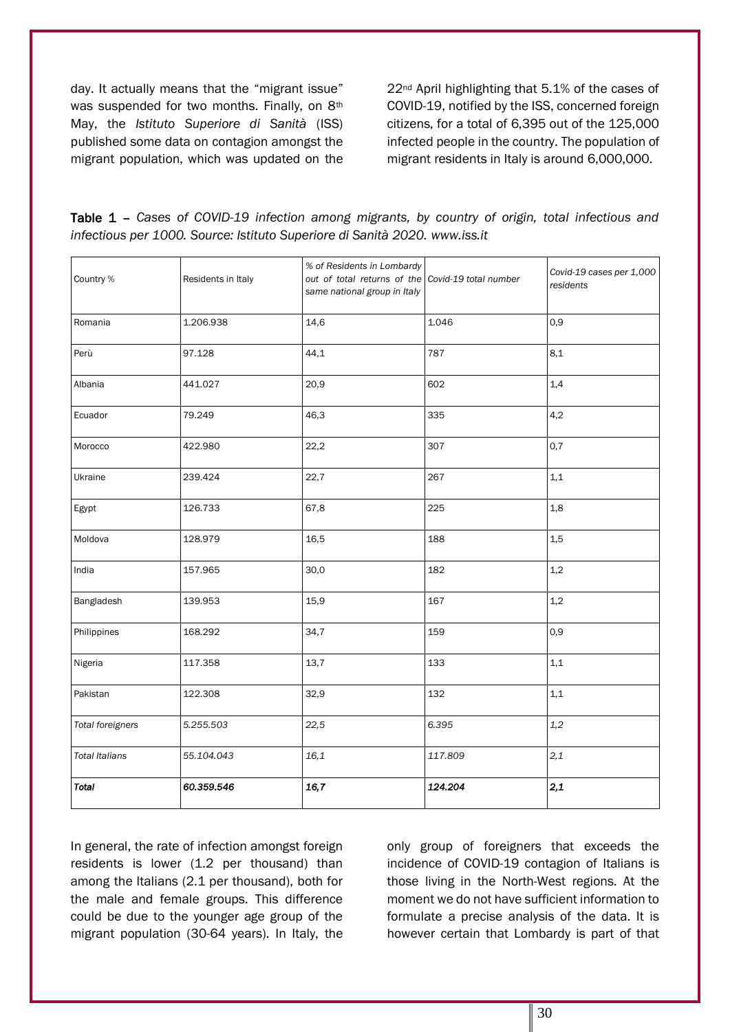day. It actually means that the "migrant issue" was suspended for two months. Finally, on 8th May, the *Istituto Superiore di Sanità* (ISS) published some data on contagion amongst the migrant population, which was updated on the 22nd April highlighting that 5.1% of the cases of COVID-19, notified by the ISS, concerned foreign citizens, for a total of 6,395 out of the 125,000 infected people in the country. The population of migrant residents in Italy is around 6,000,000.

**Table 1** – *Cases of COVID-19 infection among migrants, by country of origin, total infectious and infectious per 1000. Source: Istituto Superiore di Sanità 2020. www.iss.it*

| Country % | Residents in Italy | *% of Residents in Lombardy out of total returns of the same national group in Italy* | *Covid-19 total number* | *Covid-19 cases per 1,000 residents* |
|---|---|---|---|---|
| Romania | 1.206.938 | 14,6 | 1.046 | 0,9 |
| Perù | 97.128 | 44,1 | 787 | 8,1 |
| Albania | 441.027 | 20,9 | 602 | 1,4 |
| Ecuador | 79.249 | 46,3 | 335 | 4,2 |
| Morocco | 422.980 | 22,2 | 307 | 0,7 |
| Ukraine | 239.424 | 22,7 | 267 | 1,1 |
| Egypt | 126.733 | 67,8 | 225 | 1,8 |
| Moldova | 128.979 | 16,5 | 188 | 1,5 |
| India | 157.965 | 30,0 | 182 | 1,2 |
| Bangladesh | 139.953 | 15,9 | 167 | 1,2 |
| Philippines | 168.292 | 34,7 | 159 | 0,9 |
| Nigeria | 117.358 | 13,7 | 133 | 1,1 |
| Pakistan | 122.308 | 32,9 | 132 | 1,1 |
| *Total foreigners* | *5.255.503* | *22,5* | *6.395* | *1,2* |
| *Total Italians* | *55.104.043* | *16,1* | *117.809* | *2,1* |
| ***Total*** | ***60.359.546*** | ***16,7*** | ***124.204*** | ***2,1*** |

In general, the rate of infection amongst foreign residents is lower (1.2 per thousand) than among the Italians (2.1 per thousand), both for the male and female groups. This difference could be due to the younger age group of the migrant population (30-64 years). In Italy, the only group of foreigners that exceeds the incidence of COVID-19 contagion of Italians is those living in the North-West regions. At the moment we do not have sufficient information to formulate a precise analysis of the data. It is however certain that Lombardy is part of that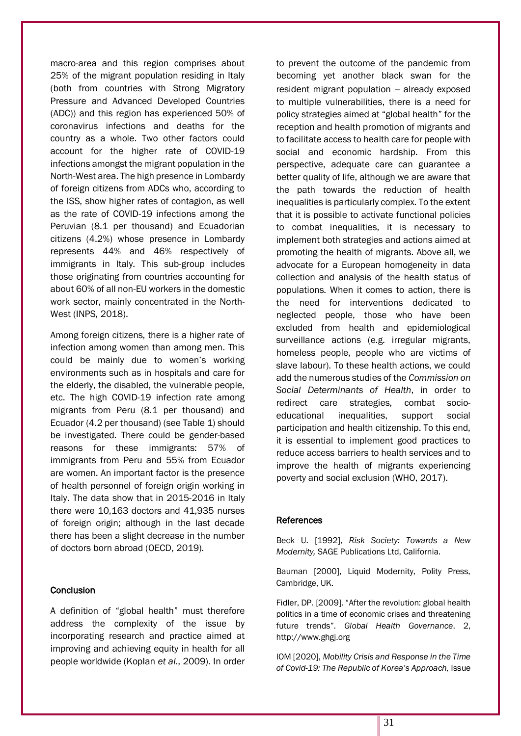macro-area and this region comprises about 25% of the migrant population residing in Italy (both from countries with Strong Migratory Pressure and Advanced Developed Countries (ADC)) and this region has experienced 50% of coronavirus infections and deaths for the country as a whole. Two other factors could account for the higher rate of COVID-19 infections amongst the migrant population in the North-West area. The high presence in Lombardy of foreign citizens from ADCs who, according to the ISS, show higher rates of contagion, as well as the rate of COVID-19 infections among the Peruvian (8.1 per thousand) and Ecuadorian citizens (4.2%) whose presence in Lombardy represents 44% and 46% respectively of immigrants in Italy. This sub-group includes those originating from countries accounting for about 60% of all non-EU workers in the domestic work sector, mainly concentrated in the North-West (INPS, 2018).

Among foreign citizens, there is a higher rate of infection among women than among men. This could be mainly due to women's working environments such as in hospitals and care for the elderly, the disabled, the vulnerable people, etc. The high COVID-19 infection rate among migrants from Peru (8.1 per thousand) and Ecuador (4.2 per thousand) (see Table 1) should be investigated. There could be gender-based reasons for these immigrants: 57% of immigrants from Peru and 55% from Ecuador are women. An important factor is the presence of health personnel of foreign origin working in Italy. The data show that in 2015-2016 in Italy there were 10,163 doctors and 41,935 nurses of foreign origin; although in the last decade there has been a slight decrease in the number of doctors born abroad (OECD, 2019).

## Conclusion

A definition of "global health" must therefore address the complexity of the issue by incorporating research and practice aimed at improving and achieving equity in health for all people worldwide (Koplan *et al.*, 2009). In order to prevent the outcome of the pandemic from becoming yet another black swan for the resident migrant population – already exposed to multiple vulnerabilities, there is a need for policy strategies aimed at "global health" for the reception and health promotion of migrants and to facilitate access to health care for people with social and economic hardship. From this perspective, adequate care can guarantee a better quality of life, although we are aware that the path towards the reduction of health inequalities is particularly complex. To the extent that it is possible to activate functional policies to combat inequalities, it is necessary to implement both strategies and actions aimed at promoting the health of migrants. Above all, we advocate for a European homogeneity in data collection and analysis of the health status of populations. When it comes to action, there is the need for interventions dedicated to neglected people, those who have been excluded from health and epidemiological surveillance actions (e.g. irregular migrants, homeless people, people who are victims of slave labour). To these health actions, we could add the numerous studies of the *Commission on Social Determinants of Health*, in order to redirect care strategies, combat socio-educational inequalities, support social participation and health citizenship. To this end, it is essential to implement good practices to reduce access barriers to health services and to improve the health of migrants experiencing poverty and social exclusion (WHO, 2017).

## References

Beck U. [1992], *Risk Society: Towards a New Modernity,* SAGE Publications Ltd, California.

Bauman [2000], Liquid Modernity, Polity Press, Cambridge, UK.

Fidler, DP. [2009]. "After the revolution: global health politics in a time of economic crises and threatening future trends". *Global Health Governance*. 2, http://www.ghgj.org

IOM [2020], *Mobility Crisis and Response in the Time of Covid-19: The Republic of Korea's Approach,* Issue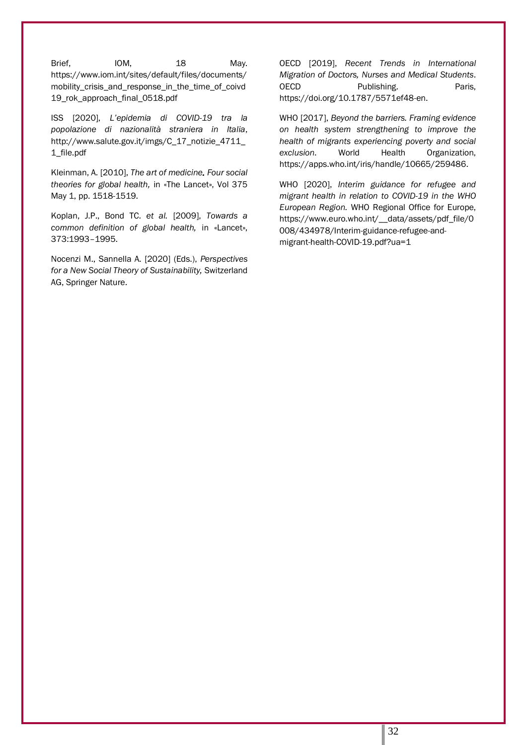Brief, IOM, 18 May. https://www.iom.int/sites/default/files/documents/mobility_crisis_and_response_in_the_time_of_coivd19_rok_approach_final_0518.pdf

ISS [2020], *L'epidemia di COVID-19 tra la popolazione di nazionalità straniera in Italia*, http://www.salute.gov.it/imgs/C_17_notizie_4711_1_file.pdf

Kleinman, A. [2010], *The art of medicine. Four social theories for global health,* in «The Lancet», Vol 375 May 1, pp. 1518-1519.

Koplan, J.P., Bond TC. *et al.* [2009], *Towards a common definition of global health,* in «Lancet», 373:1993–1995.

Nocenzi M., Sannella A. [2020] (Eds.), *Perspectives for a New Social Theory of Sustainability,* Switzerland AG, Springer Nature.

OECD [2019], *Recent Trends in International Migration of Doctors, Nurses and Medical Students*. OECD Publishing. Paris, https://doi.org/10.1787/5571ef48-en.

WHO [2017], *Beyond the barriers. Framing evidence on health system strengthening to improve the health of migrants experiencing poverty and social exclusion*. World Health Organization, https://apps.who.int/iris/handle/10665/259486.

WHO [2020], *Interim guidance for refugee and migrant health in relation to COVID-19 in the WHO European Region.* WHO Regional Office for Europe, https://www.euro.who.int/__data/assets/pdf_file/0008/434978/Interim-guidance-refugee-and-migrant-health-COVID-19.pdf?ua=1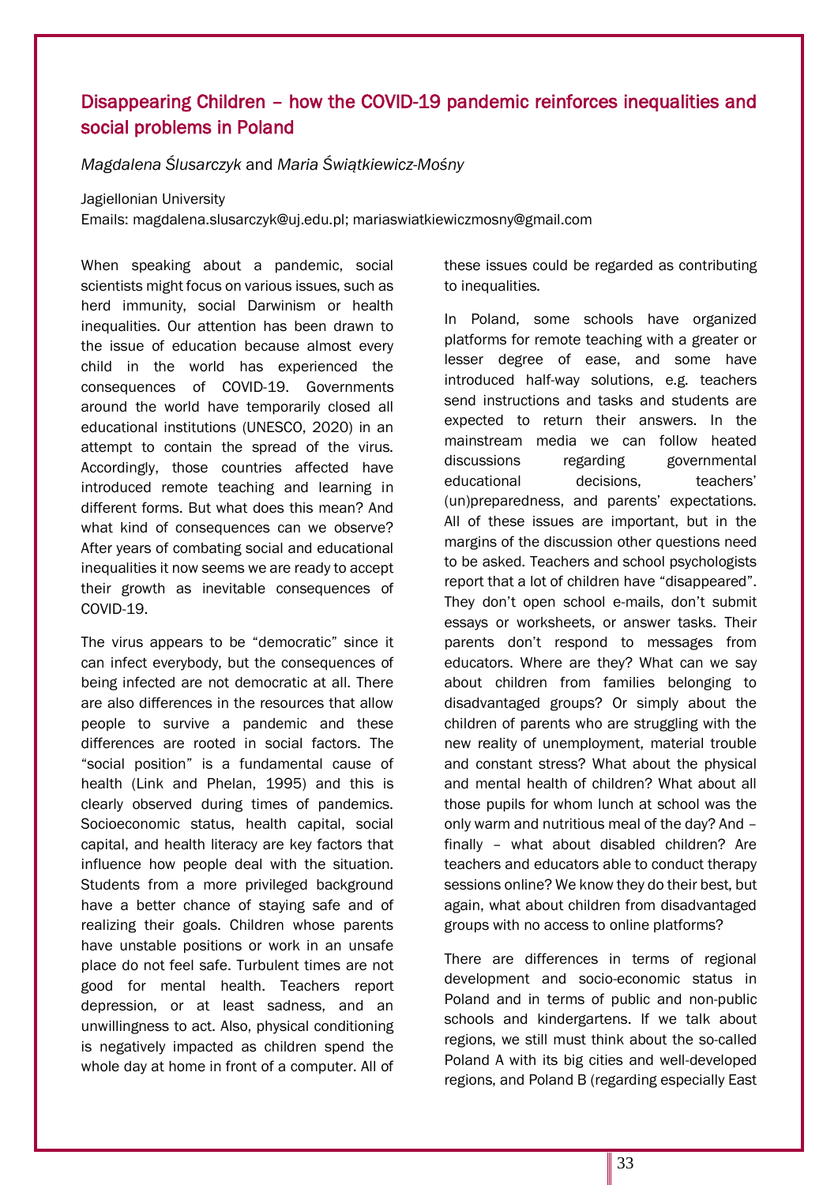## Disappearing Children – how the COVID-19 pandemic reinforces inequalities and social problems in Poland

*Magdalena Ślusarczyk* and *Maria Świątkiewicz-Mośny*

Jagiellonian University
Emails: magdalena.slusarczyk@uj.edu.pl; mariaswiatkiewiczmosny@gmail.com

When speaking about a pandemic, social scientists might focus on various issues, such as herd immunity, social Darwinism or health inequalities. Our attention has been drawn to the issue of education because almost every child in the world has experienced the consequences of COVID-19. Governments around the world have temporarily closed all educational institutions (UNESCO, 2020) in an attempt to contain the spread of the virus. Accordingly, those countries affected have introduced remote teaching and learning in different forms. But what does this mean? And what kind of consequences can we observe? After years of combating social and educational inequalities it now seems we are ready to accept their growth as inevitable consequences of COVID-19.

The virus appears to be "democratic" since it can infect everybody, but the consequences of being infected are not democratic at all. There are also differences in the resources that allow people to survive a pandemic and these differences are rooted in social factors. The "social position" is a fundamental cause of health (Link and Phelan, 1995) and this is clearly observed during times of pandemics. Socioeconomic status, health capital, social capital, and health literacy are key factors that influence how people deal with the situation. Students from a more privileged background have a better chance of staying safe and of realizing their goals. Children whose parents have unstable positions or work in an unsafe place do not feel safe. Turbulent times are not good for mental health. Teachers report depression, or at least sadness, and an unwillingness to act. Also, physical conditioning is negatively impacted as children spend the whole day at home in front of a computer. All of these issues could be regarded as contributing to inequalities.

In Poland, some schools have organized platforms for remote teaching with a greater or lesser degree of ease, and some have introduced half-way solutions, e.g. teachers send instructions and tasks and students are expected to return their answers. In the mainstream media we can follow heated discussions regarding governmental educational decisions, teachers' (un)preparedness, and parents' expectations. All of these issues are important, but in the margins of the discussion other questions need to be asked. Teachers and school psychologists report that a lot of children have "disappeared". They don't open school e-mails, don't submit essays or worksheets, or answer tasks. Their parents don't respond to messages from educators. Where are they? What can we say about children from families belonging to disadvantaged groups? Or simply about the children of parents who are struggling with the new reality of unemployment, material trouble and constant stress? What about the physical and mental health of children? What about all those pupils for whom lunch at school was the only warm and nutritious meal of the day? And – finally – what about disabled children? Are teachers and educators able to conduct therapy sessions online? We know they do their best, but again, what about children from disadvantaged groups with no access to online platforms?

There are differences in terms of regional development and socio-economic status in Poland and in terms of public and non-public schools and kindergartens. If we talk about regions, we still must think about the so-called Poland A with its big cities and well-developed regions, and Poland B (regarding especially East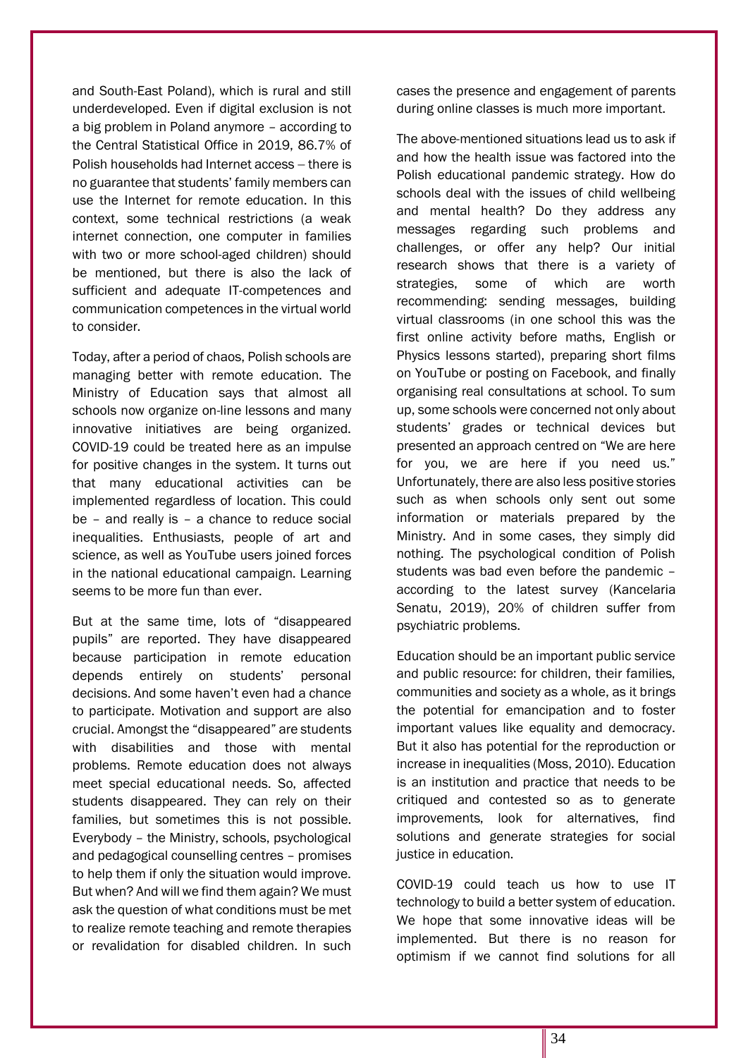and South-East Poland), which is rural and still underdeveloped. Even if digital exclusion is not a big problem in Poland anymore – according to the Central Statistical Office in 2019, 86.7% of Polish households had Internet access – there is no guarantee that students' family members can use the Internet for remote education. In this context, some technical restrictions (a weak internet connection, one computer in families with two or more school-aged children) should be mentioned, but there is also the lack of sufficient and adequate IT-competences and communication competences in the virtual world to consider.

Today, after a period of chaos, Polish schools are managing better with remote education. The Ministry of Education says that almost all schools now organize on-line lessons and many innovative initiatives are being organized. COVID-19 could be treated here as an impulse for positive changes in the system. It turns out that many educational activities can be implemented regardless of location. This could be – and really is – a chance to reduce social inequalities. Enthusiasts, people of art and science, as well as YouTube users joined forces in the national educational campaign. Learning seems to be more fun than ever.

But at the same time, lots of "disappeared pupils" are reported. They have disappeared because participation in remote education depends entirely on students' personal decisions. And some haven't even had a chance to participate. Motivation and support are also crucial. Amongst the "disappeared" are students with disabilities and those with mental problems. Remote education does not always meet special educational needs. So, affected students disappeared. They can rely on their families, but sometimes this is not possible. Everybody – the Ministry, schools, psychological and pedagogical counselling centres – promises to help them if only the situation would improve. But when? And will we find them again? We must ask the question of what conditions must be met to realize remote teaching and remote therapies or revalidation for disabled children. In such cases the presence and engagement of parents during online classes is much more important.

The above-mentioned situations lead us to ask if and how the health issue was factored into the Polish educational pandemic strategy. How do schools deal with the issues of child wellbeing and mental health? Do they address any messages regarding such problems and challenges, or offer any help? Our initial research shows that there is a variety of strategies, some of which are worth recommending: sending messages, building virtual classrooms (in one school this was the first online activity before maths, English or Physics lessons started), preparing short films on YouTube or posting on Facebook, and finally organising real consultations at school. To sum up, some schools were concerned not only about students' grades or technical devices but presented an approach centred on "We are here for you, we are here if you need us." Unfortunately, there are also less positive stories such as when schools only sent out some information or materials prepared by the Ministry. And in some cases, they simply did nothing. The psychological condition of Polish students was bad even before the pandemic – according to the latest survey (Kancelaria Senatu, 2019), 20% of children suffer from psychiatric problems.

Education should be an important public service and public resource: for children, their families, communities and society as a whole, as it brings the potential for emancipation and to foster important values like equality and democracy. But it also has potential for the reproduction or increase in inequalities (Moss, 2010). Education is an institution and practice that needs to be critiqued and contested so as to generate improvements, look for alternatives, find solutions and generate strategies for social justice in education.

COVID-19 could teach us how to use IT technology to build a better system of education. We hope that some innovative ideas will be implemented. But there is no reason for optimism if we cannot find solutions for all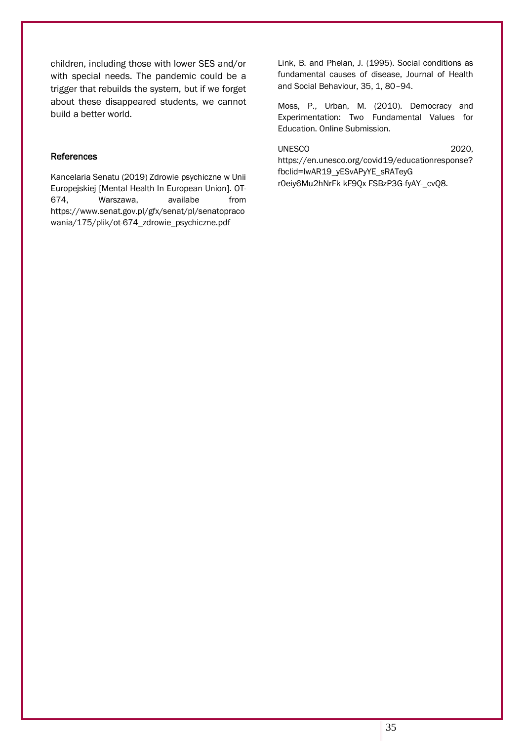children, including those with lower SES and/or with special needs. The pandemic could be a trigger that rebuilds the system, but if we forget about these disappeared students, we cannot build a better world.

## References

Kancelaria Senatu (2019) Zdrowie psychiczne w Unii Europejskiej [Mental Health In European Union]. OT-674, Warszawa, availabe from https://www.senat.gov.pl/gfx/senat/pl/senatoprace wania/175/plik/ot-674_zdrowie_psychiczne.pdf

Link, B. and Phelan, J. (1995). Social conditions as fundamental causes of disease, Journal of Health and Social Behaviour, 35, 1, 80–94.

Moss, P., Urban, M. (2010). Democracy and Experimentation: Two Fundamental Values for Education. Online Submission.

UNESCO 2020, https://en.unesco.org/covid19/educationresponse?fbclid=IwAR19_yESvAPyYE_sRATeyG r0eiy6Mu2hNrFk kF9Qx FSBzP3G-fyAY-_cvQ8.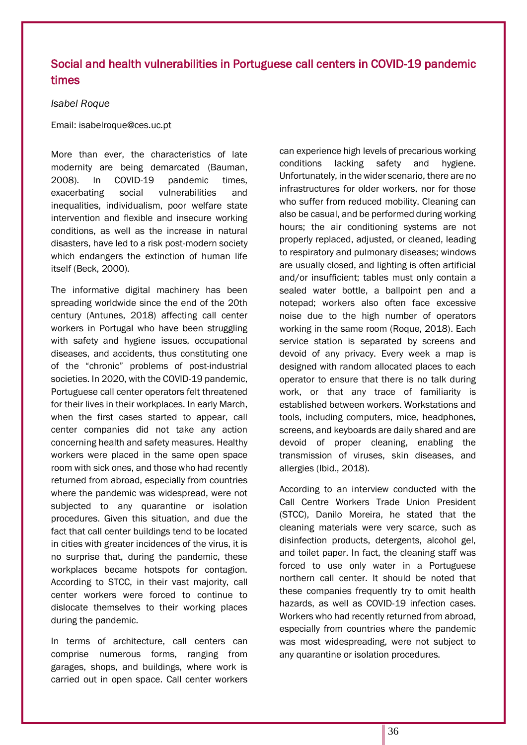## Social and health vulnerabilities in Portuguese call centers in COVID-19 pandemic times

*Isabel Roque*

Email: isabelroque@ces.uc.pt

More than ever, the characteristics of late modernity are being demarcated (Bauman, 2008). In COVID-19 pandemic times, exacerbating social vulnerabilities and inequalities, individualism, poor welfare state intervention and flexible and insecure working conditions, as well as the increase in natural disasters, have led to a risk post-modern society which endangers the extinction of human life itself (Beck, 2000).

The informative digital machinery has been spreading worldwide since the end of the 20th century (Antunes, 2018) affecting call center workers in Portugal who have been struggling with safety and hygiene issues, occupational diseases, and accidents, thus constituting one of the "chronic" problems of post-industrial societies. In 2020, with the COVID-19 pandemic, Portuguese call center operators felt threatened for their lives in their workplaces. In early March, when the first cases started to appear, call center companies did not take any action concerning health and safety measures. Healthy workers were placed in the same open space room with sick ones, and those who had recently returned from abroad, especially from countries where the pandemic was widespread, were not subjected to any quarantine or isolation procedures. Given this situation, and due the fact that call center buildings tend to be located in cities with greater incidences of the virus, it is no surprise that, during the pandemic, these workplaces became hotspots for contagion. According to STCC, in their vast majority, call center workers were forced to continue to dislocate themselves to their working places during the pandemic.

In terms of architecture, call centers can comprise numerous forms, ranging from garages, shops, and buildings, where work is carried out in open space. Call center workers can experience high levels of precarious working conditions lacking safety and hygiene. Unfortunately, in the wider scenario, there are no infrastructures for older workers, nor for those who suffer from reduced mobility. Cleaning can also be casual, and be performed during working hours; the air conditioning systems are not properly replaced, adjusted, or cleaned, leading to respiratory and pulmonary diseases; windows are usually closed, and lighting is often artificial and/or insufficient; tables must only contain a sealed water bottle, a ballpoint pen and a notepad; workers also often face excessive noise due to the high number of operators working in the same room (Roque, 2018). Each service station is separated by screens and devoid of any privacy. Every week a map is designed with random allocated places to each operator to ensure that there is no talk during work, or that any trace of familiarity is established between workers. Workstations and tools, including computers, mice, headphones, screens, and keyboards are daily shared and are devoid of proper cleaning, enabling the transmission of viruses, skin diseases, and allergies (Ibid., 2018).

According to an interview conducted with the Call Centre Workers Trade Union President (STCC), Danilo Moreira, he stated that the cleaning materials were very scarce, such as disinfection products, detergents, alcohol gel, and toilet paper. In fact, the cleaning staff was forced to use only water in a Portuguese northern call center. It should be noted that these companies frequently try to omit health hazards, as well as COVID-19 infection cases. Workers who had recently returned from abroad, especially from countries where the pandemic was most widespreading, were not subject to any quarantine or isolation procedures.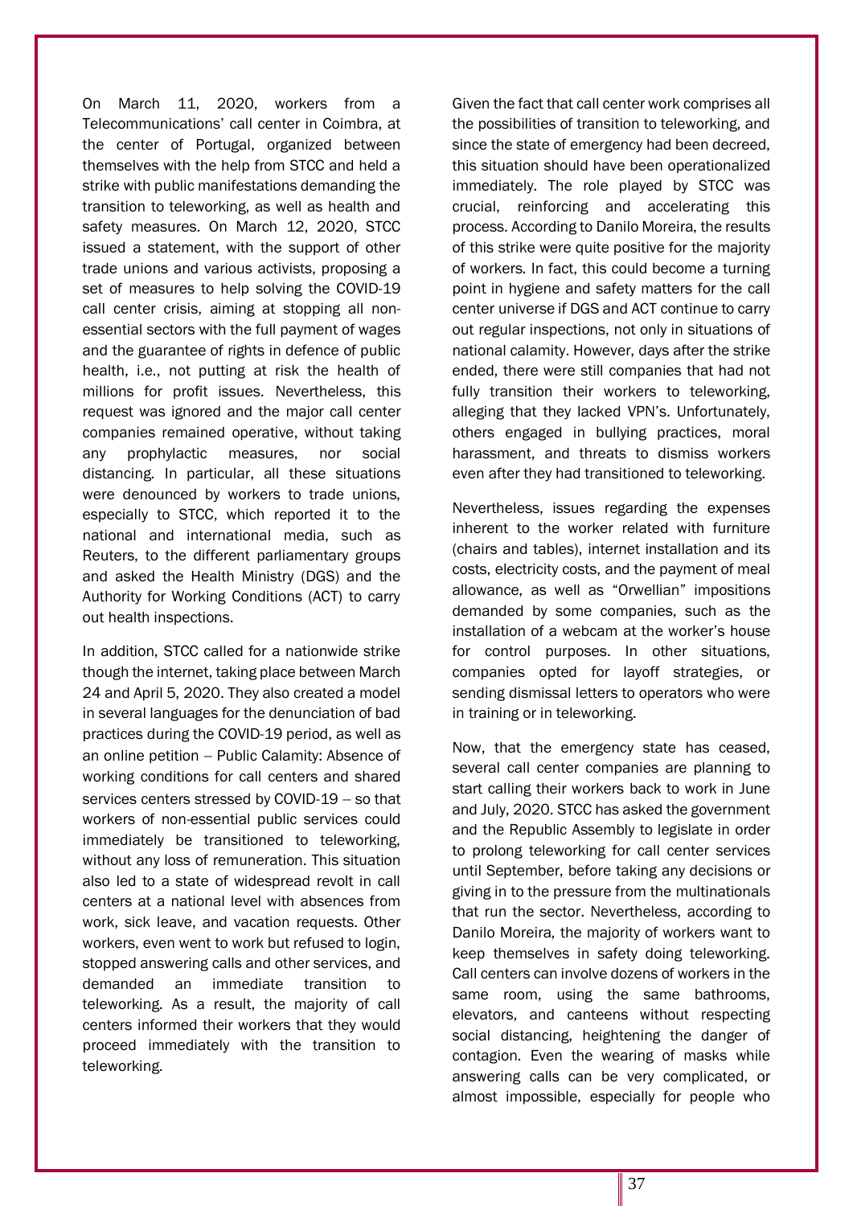On March 11, 2020, workers from a Telecommunications' call center in Coimbra, at the center of Portugal, organized between themselves with the help from STCC and held a strike with public manifestations demanding the transition to teleworking, as well as health and safety measures. On March 12, 2020, STCC issued a statement, with the support of other trade unions and various activists, proposing a set of measures to help solving the COVID-19 call center crisis, aiming at stopping all non-essential sectors with the full payment of wages and the guarantee of rights in defence of public health, i.e., not putting at risk the health of millions for profit issues. Nevertheless, this request was ignored and the major call center companies remained operative, without taking any prophylactic measures, nor social distancing. In particular, all these situations were denounced by workers to trade unions, especially to STCC, which reported it to the national and international media, such as Reuters, to the different parliamentary groups and asked the Health Ministry (DGS) and the Authority for Working Conditions (ACT) to carry out health inspections.

In addition, STCC called for a nationwide strike though the internet, taking place between March 24 and April 5, 2020. They also created a model in several languages for the denunciation of bad practices during the COVID-19 period, as well as an online petition – Public Calamity: Absence of working conditions for call centers and shared services centers stressed by COVID-19 – so that workers of non-essential public services could immediately be transitioned to teleworking, without any loss of remuneration. This situation also led to a state of widespread revolt in call centers at a national level with absences from work, sick leave, and vacation requests. Other workers, even went to work but refused to login, stopped answering calls and other services, and demanded an immediate transition to teleworking. As a result, the majority of call centers informed their workers that they would proceed immediately with the transition to teleworking.

Given the fact that call center work comprises all the possibilities of transition to teleworking, and since the state of emergency had been decreed, this situation should have been operationalized immediately. The role played by STCC was crucial, reinforcing and accelerating this process. According to Danilo Moreira, the results of this strike were quite positive for the majority of workers. In fact, this could become a turning point in hygiene and safety matters for the call center universe if DGS and ACT continue to carry out regular inspections, not only in situations of national calamity. However, days after the strike ended, there were still companies that had not fully transition their workers to teleworking, alleging that they lacked VPN's. Unfortunately, others engaged in bullying practices, moral harassment, and threats to dismiss workers even after they had transitioned to teleworking.

Nevertheless, issues regarding the expenses inherent to the worker related with furniture (chairs and tables), internet installation and its costs, electricity costs, and the payment of meal allowance, as well as "Orwellian" impositions demanded by some companies, such as the installation of a webcam at the worker's house for control purposes. In other situations, companies opted for layoff strategies, or sending dismissal letters to operators who were in training or in teleworking.

Now, that the emergency state has ceased, several call center companies are planning to start calling their workers back to work in June and July, 2020. STCC has asked the government and the Republic Assembly to legislate in order to prolong teleworking for call center services until September, before taking any decisions or giving in to the pressure from the multinationals that run the sector. Nevertheless, according to Danilo Moreira, the majority of workers want to keep themselves in safety doing teleworking. Call centers can involve dozens of workers in the same room, using the same bathrooms, elevators, and canteens without respecting social distancing, heightening the danger of contagion. Even the wearing of masks while answering calls can be very complicated, or almost impossible, especially for people who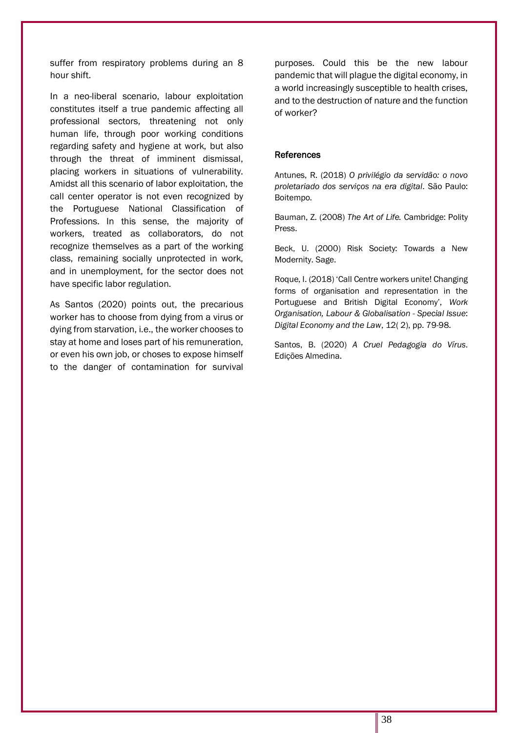suffer from respiratory problems during an 8 hour shift.

In a neo-liberal scenario, labour exploitation constitutes itself a true pandemic affecting all professional sectors, threatening not only human life, through poor working conditions regarding safety and hygiene at work, but also through the threat of imminent dismissal, placing workers in situations of vulnerability. Amidst all this scenario of labor exploitation, the call center operator is not even recognized by the Portuguese National Classification of Professions. In this sense, the majority of workers, treated as collaborators, do not recognize themselves as a part of the working class, remaining socially unprotected in work, and in unemployment, for the sector does not have specific labor regulation.

As Santos (2020) points out, the precarious worker has to choose from dying from a virus or dying from starvation, i.e., the worker chooses to stay at home and loses part of his remuneration, or even his own job, or choses to expose himself to the danger of contamination for survival purposes. Could this be the new labour pandemic that will plague the digital economy, in a world increasingly susceptible to health crises, and to the destruction of nature and the function of worker?

## References

Antunes, R. (2018) *O privilégio da servidão: o novo proletariado dos serviços na era digital*. São Paulo: Boitempo.

Bauman, Z. (2008) *The Art of Life*. Cambridge: Polity Press.

Beck, U. (2000) Risk Society: Towards a New Modernity. Sage.

Roque, I. (2018) 'Call Centre workers unite! Changing forms of organisation and representation in the Portuguese and British Digital Economy', *Work Organisation, Labour & Globalisation - Special Issue: Digital Economy and the Law*, 12( 2), pp. 79-98.

Santos, B. (2020) *A Cruel Pedagogia do Vírus*. Edições Almedina.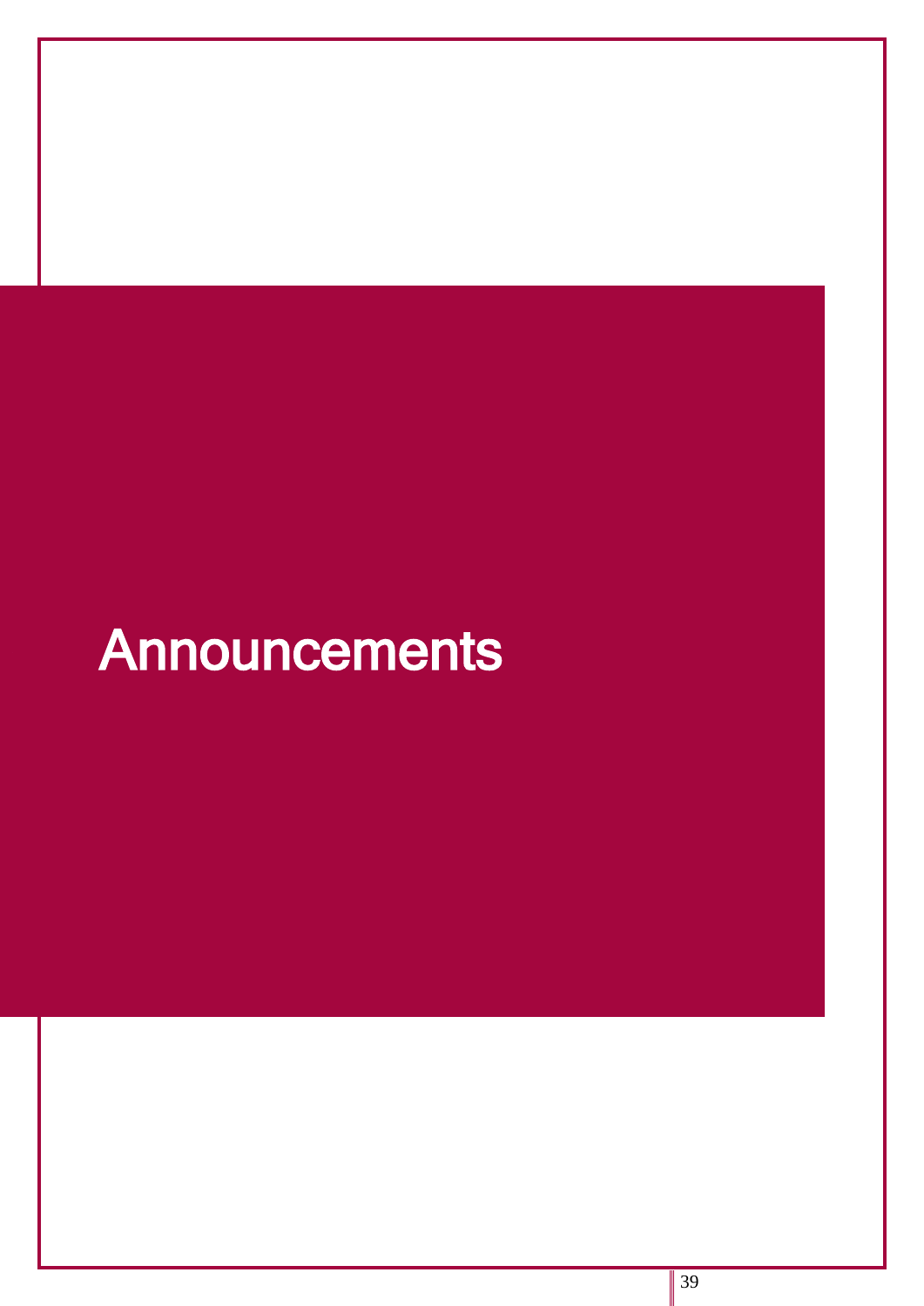# Announcements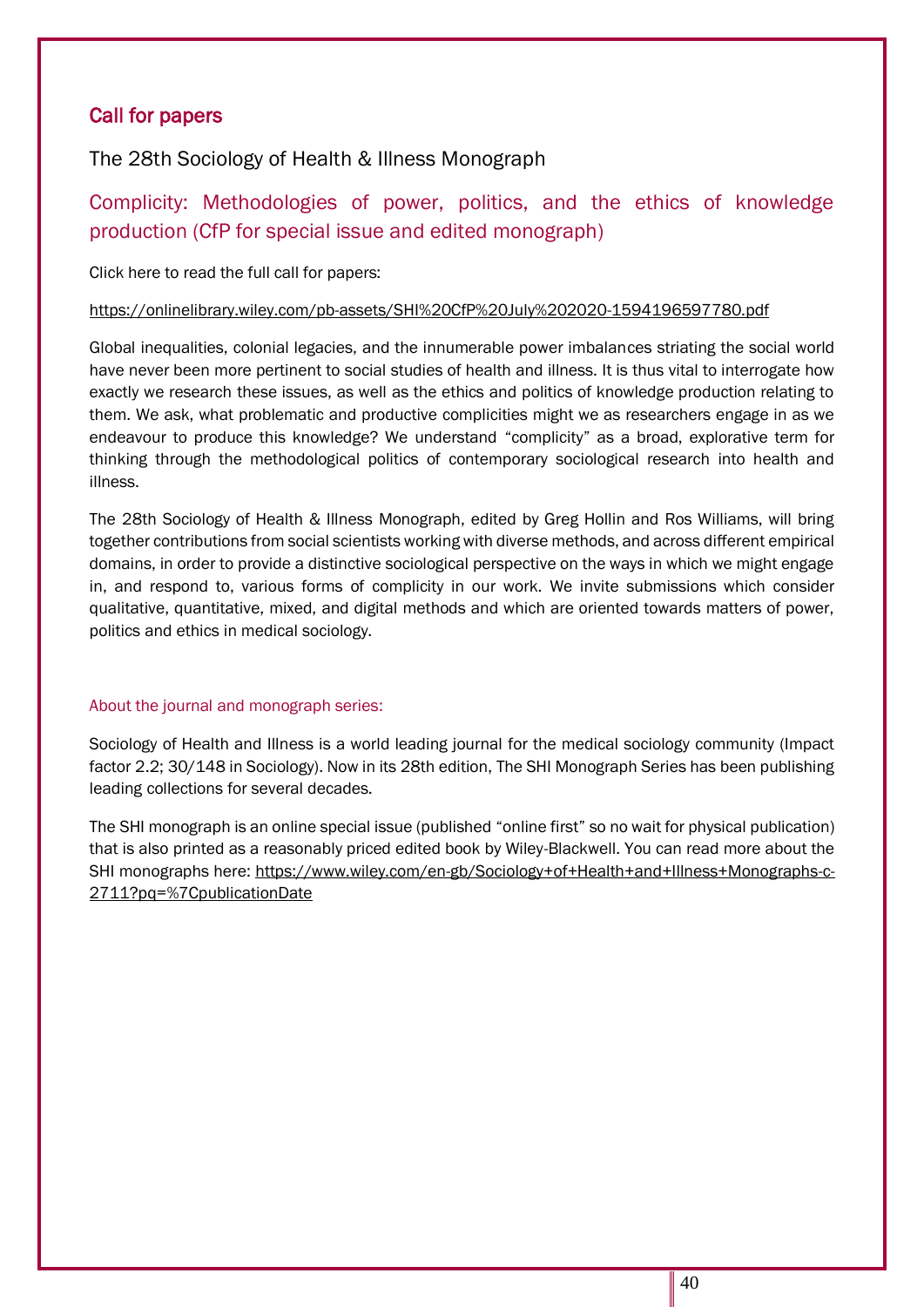## Call for papers

### The 28th Sociology of Health & Illness Monograph

### Complicity: Methodologies of power, politics, and the ethics of knowledge production (CfP for special issue and edited monograph)

Click here to read the full call for papers:

https://onlinelibrary.wiley.com/pb-assets/SHI%20CfP%20July%202020-1594196597780.pdf

Global inequalities, colonial legacies, and the innumerable power imbalances striating the social world have never been more pertinent to social studies of health and illness. It is thus vital to interrogate how exactly we research these issues, as well as the ethics and politics of knowledge production relating to them. We ask, what problematic and productive complicities might we as researchers engage in as we endeavour to produce this knowledge? We understand "complicity" as a broad, explorative term for thinking through the methodological politics of contemporary sociological research into health and illness.

The 28th Sociology of Health & Illness Monograph, edited by Greg Hollin and Ros Williams, will bring together contributions from social scientists working with diverse methods, and across different empirical domains, in order to provide a distinctive sociological perspective on the ways in which we might engage in, and respond to, various forms of complicity in our work. We invite submissions which consider qualitative, quantitative, mixed, and digital methods and which are oriented towards matters of power, politics and ethics in medical sociology.

#### About the journal and monograph series:

Sociology of Health and Illness is a world leading journal for the medical sociology community (Impact factor 2.2; 30/148 in Sociology). Now in its 28th edition, The SHI Monograph Series has been publishing leading collections for several decades.

The SHI monograph is an online special issue (published "online first" so no wait for physical publication) that is also printed as a reasonably priced edited book by Wiley-Blackwell. You can read more about the SHI monographs here: https://www.wiley.com/en-gb/Sociology+of+Health+and+Illness+Monographs-c-2711?pq=%7CpublicationDate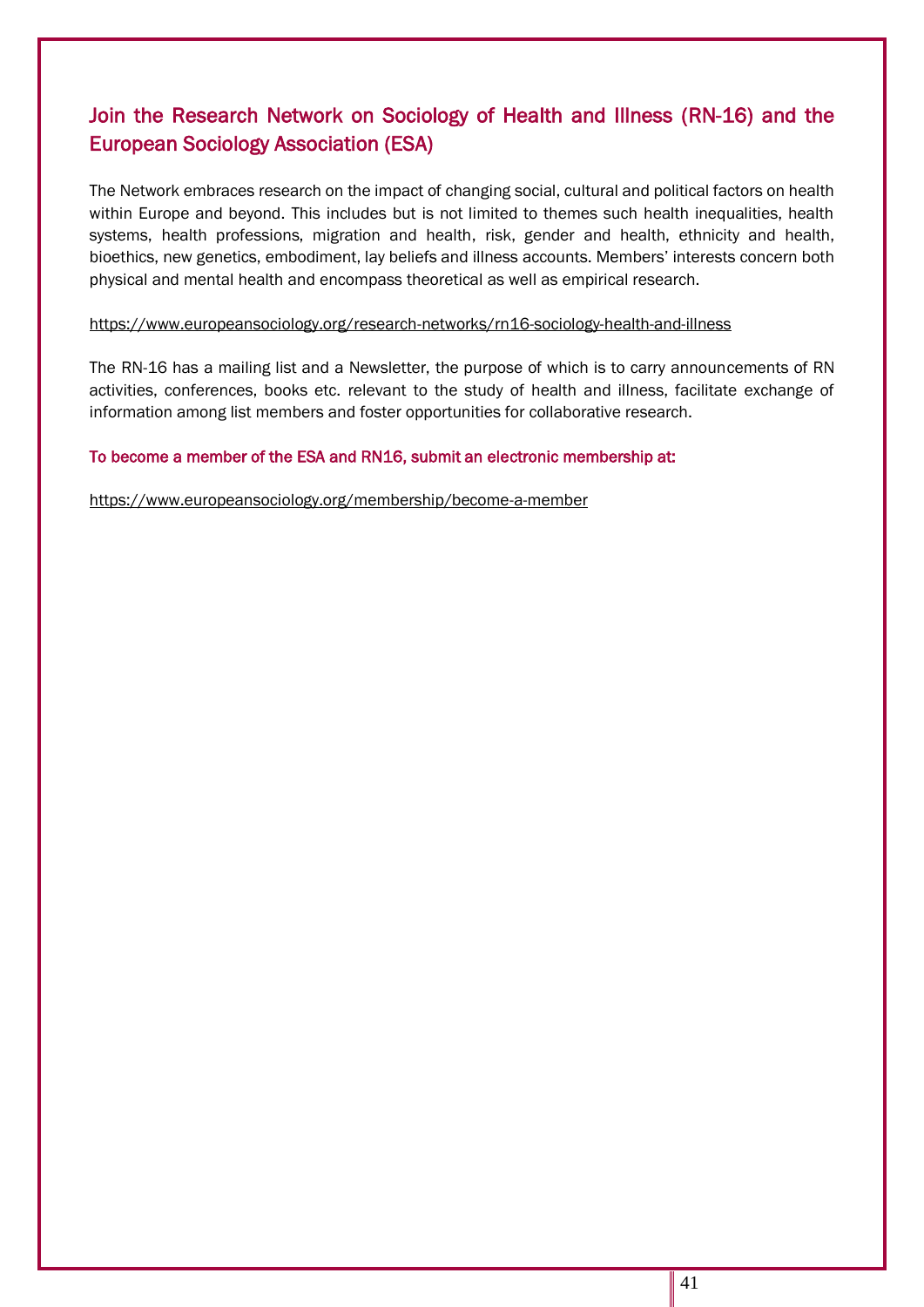## Join the Research Network on Sociology of Health and Illness (RN-16) and the European Sociology Association (ESA)

The Network embraces research on the impact of changing social, cultural and political factors on health within Europe and beyond. This includes but is not limited to themes such health inequalities, health systems, health professions, migration and health, risk, gender and health, ethnicity and health, bioethics, new genetics, embodiment, lay beliefs and illness accounts. Members' interests concern both physical and mental health and encompass theoretical as well as empirical research.

https://www.europeansociology.org/research-networks/rn16-sociology-health-and-illness

The RN-16 has a mailing list and a Newsletter, the purpose of which is to carry announcements of RN activities, conferences, books etc. relevant to the study of health and illness, facilitate exchange of information among list members and foster opportunities for collaborative research.

**To become a member of the ESA and RN16, submit an electronic membership at:**

https://www.europeansociology.org/membership/become-a-member